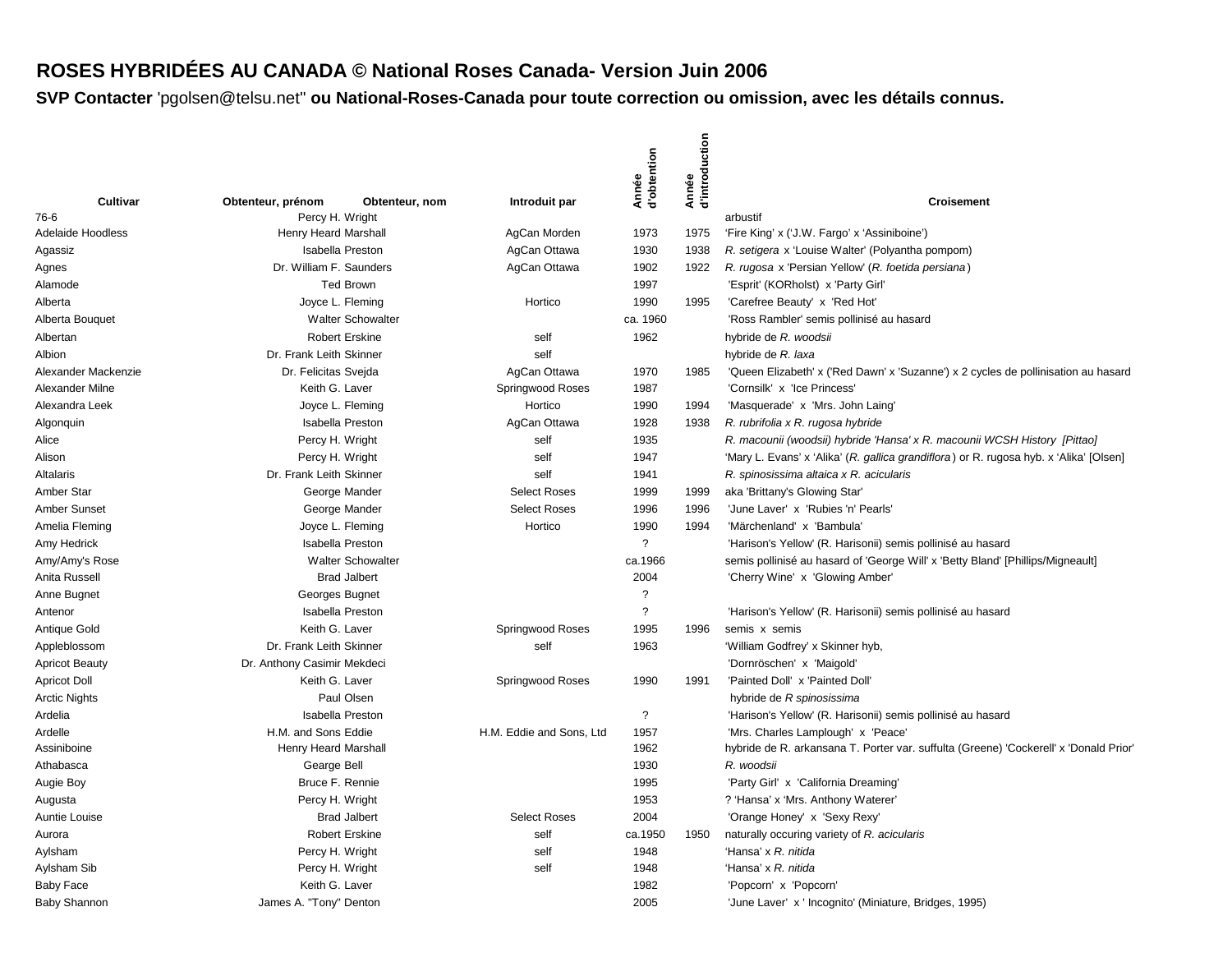# ROSES HYBRIDÉES AU CANADA © National Roses Canada- Version Juin 2006

**SVP Contacter** 'pgolsen@telsu.net" **ou National-Roses-Canada pour toute correction ou omission, avec les détails connus.**

| Cultivar | Obtenteur, prénom | Obtenteur, nom | Introduit par | Année d'obtention | Année d'introduction | Croisement |
|---|---|---|---|---|---|---|
| 76-6 | Percy H. | Wright | | | | arbustif |
| Adelaide Hoodless | Henry Heard | Marshall | AgCan Morden | 1973 | 1975 | 'Fire King' x ('J.W. Fargo' x 'Assiniboine') |
| Agassiz | Isabella | Preston | AgCan Ottawa | 1930 | 1938 | *R. setigera* x 'Louise Walter' (Polyantha pompom) |
| Agnes | Dr. William F. | Saunders | AgCan Ottawa | 1902 | 1922 | *R. rugosa* x 'Persian Yellow' (*R. foetida persiana*) |
| Alamode | Ted | Brown | | 1997 | | 'Esprit' (KORholst) x 'Party Girl' |
| Alberta | Joyce L. | Fleming | Hortico | 1990 | 1995 | 'Carefree Beauty' x 'Red Hot' |
| Alberta Bouquet | Walter | Schowalter | | ca. 1960 | | 'Ross Rambler' semis pollinisé au hasard |
| Albertan | Robert | Erskine | self | 1962 | | hybride de *R. woodsii* |
| Albion | Dr. Frank Leith | Skinner | self | | | hybride de *R. laxa* |
| Alexander Mackenzie | Dr. Felicitas | Svejda | AgCan Ottawa | 1970 | 1985 | 'Queen Elizabeth' x ('Red Dawn' x 'Suzanne') x 2 cycles de pollinisation au hasard |
| Alexander Milne | Keith G. | Laver | Springwood Roses | 1987 | | 'Cornsilk' x 'Ice Princess' |
| Alexandra Leek | Joyce L. | Fleming | Hortico | 1990 | 1994 | 'Masquerade' x 'Mrs. John Laing' |
| Algonquin | Isabella | Preston | AgCan Ottawa | 1928 | 1938 | *R. rubrifolia x R. rugosa hybride* |
| Alice | Percy H. | Wright | self | 1935 | | *R. macounii (woodsii) hybride 'Hansa' x R. macounii WCSH History [Pittao]* |
| Alison | Percy H. | Wright | self | 1947 | | 'Mary L. Evans' x 'Alika' (*R. gallica grandiflora*) or R. rugosa hyb. x 'Alika' [Olsen] |
| Altalaris | Dr. Frank Leith | Skinner | self | 1941 | | *R. spinosissima altaica x R. acicularis* |
| Amber Star | George | Mander | Select Roses | 1999 | 1999 | aka 'Brittany's Glowing Star' |
| Amber Sunset | George | Mander | Select Roses | 1996 | 1996 | 'June Laver' x 'Rubies 'n' Pearls' |
| Amelia Fleming | Joyce L. | Fleming | Hortico | 1990 | 1994 | 'Märchenland' x 'Bambula' |
| Amy Hedrick | Isabella | Preston | | ? | | 'Harison's Yellow' (R. Harisonii) semis pollinisé au hasard |
| Amy/Amy's Rose | Walter | Schowalter | | ca.1966 | | semis pollinisé au hasard of 'George Will' x 'Betty Bland' [Phillips/Migneault] |
| Anita Russell | Brad | Jalbert | | 2004 | | 'Cherry Wine' x 'Glowing Amber' |
| Anne Bugnet | Georges | Bugnet | | ? | | |
| Antenor | Isabella | Preston | | ? | | 'Harison's Yellow' (R. Harisonii) semis pollinisé au hasard |
| Antique Gold | Keith G. | Laver | Springwood Roses | 1995 | 1996 | semis x semis |
| Appleblossom | Dr. Frank Leith | Skinner | self | 1963 | | 'William Godfrey' x Skinner hyb, |
| Apricot Beauty | Dr. Anthony Casimir | Mekdeci | | | | 'Dornröschen' x 'Maigold' |
| Apricot Doll | Keith G. | Laver | Springwood Roses | 1990 | 1991 | 'Painted Doll' x 'Painted Doll' |
| Arctic Nights | Paul | Olsen | | | | hybride de *R spinosissima* |
| Ardelia | Isabella | Preston | | ? | | 'Harison's Yellow' (R. Harisonii) semis pollinisé au hasard |
| Ardelle | H.M. and Sons | Eddie | H.M. Eddie and Sons, Ltd | 1957 | | 'Mrs. Charles Lamplough' x 'Peace' |
| Assiniboine | Henry Heard | Marshall | | 1962 | | hybride de R. arkansana T. Porter var. suffulta (Greene) 'Cockerell' x 'Donald Prior' |
| Athabasca | Gearge | Bell | | 1930 | | *R. woodsii* |
| Augie Boy | Bruce F. | Rennie | | 1995 | | 'Party Girl' x 'California Dreaming' |
| Augusta | Percy H. | Wright | | 1953 | | ? 'Hansa' x 'Mrs. Anthony Waterer' |
| Auntie Louise | Brad | Jalbert | Select Roses | 2004 | | 'Orange Honey' x 'Sexy Rexy' |
| Aurora | Robert | Erskine | self | ca.1950 | 1950 | naturally occuring variety of *R. acicularis* |
| Aylsham | Percy H. | Wright | self | 1948 | | 'Hansa' x *R. nitida* |
| Aylsham Sib | Percy H. | Wright | self | 1948 | | 'Hansa' x *R. nitida* |
| Baby Face | Keith G. | Laver | | 1982 | | 'Popcorn' x 'Popcorn' |
| Baby Shannon | James A. "Tony" | Denton | | 2005 | | 'June Laver' x ' Incognito' (Miniature, Bridges, 1995) |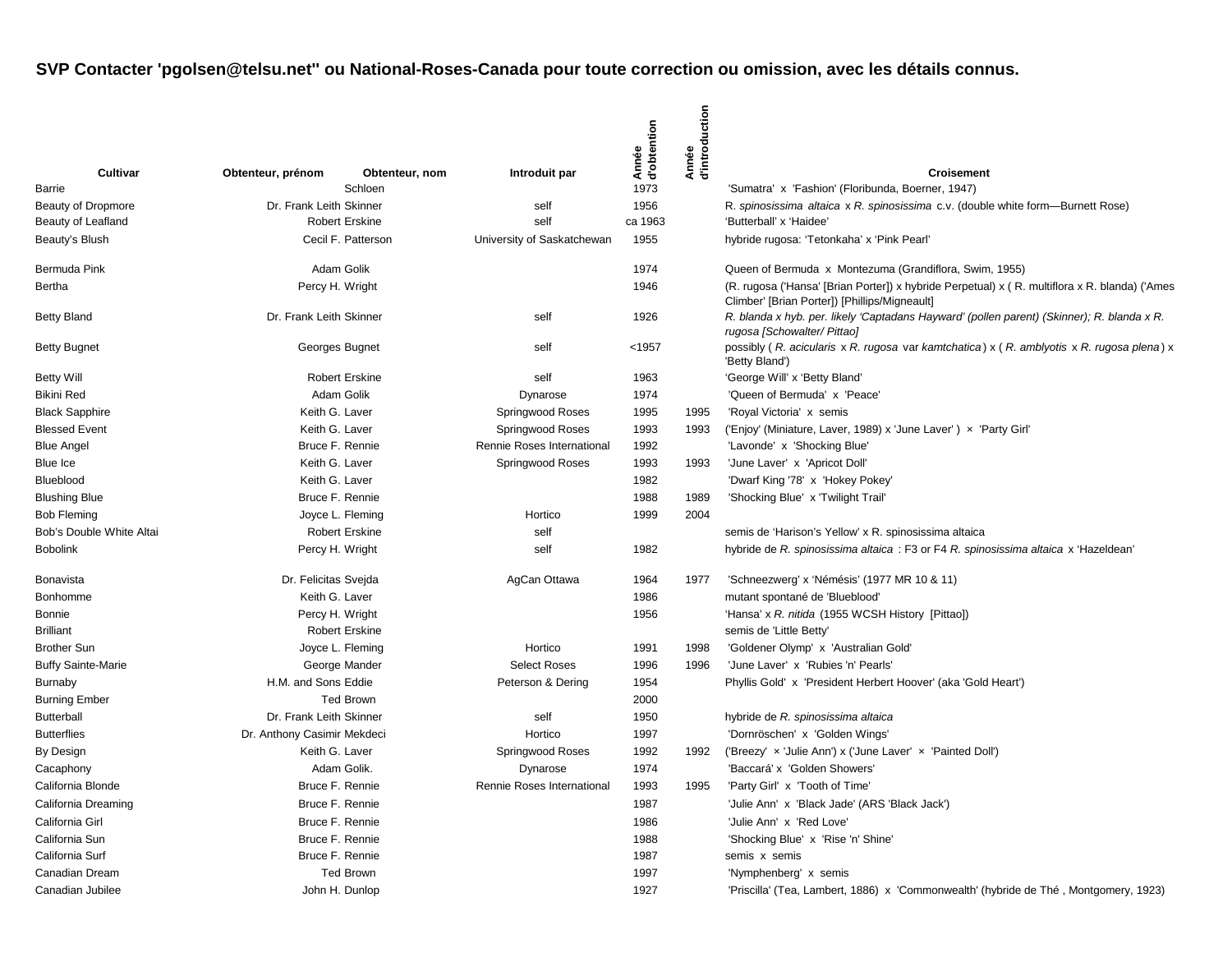**SVP Contacter 'pgolsen@telsu.net'' ou National-Roses-Canada pour toute correction ou omission, avec les détails connus.**

| Cultivar | Obtenteur, prénom | Obtenteur, nom | Introduit par | Année d'obtention | Année d'introduction | Croisement |
|---|---|---|---|---|---|---|
| Barrie | | Schloen | | 1973 | | 'Sumatra' x 'Fashion' (Floribunda, Boerner, 1947) |
| Beauty of Dropmore | Dr. Frank Leith | Skinner | self | 1956 | | R. *spinosissima altaica* x *R. spinosissima* c.v. (double white form—Burnett Rose) |
| Beauty of Leafland | Robert | Erskine | self | ca 1963 | | 'Butterball' x 'Haidee' |
| Beauty's Blush | Cecil F. | Patterson | University of Saskatchewan | 1955 | | hybride rugosa: 'Tetonkaha' x 'Pink Pearl' |
| Bermuda Pink | Adam | Golik | | 1974 | | Queen of Bermuda x Montezuma (Grandiflora, Swim, 1955) |
| Bertha | Percy H. | Wright | | 1946 | | (R. rugosa ('Hansa' [Brian Porter]) x hybride Perpetual) x ( R. multiflora x R. blanda) ('Ames Climber' [Brian Porter]) [Phillips/Migneault] |
| Betty Bland | Dr. Frank Leith | Skinner | self | 1926 | | *R. blanda x hyb. per. likely 'Captadans Hayward' (pollen parent) (Skinner); R. blanda x R. rugosa [Schowalter/ Pittao]* |
| Betty Bugnet | Georges | Bugnet | self | <1957 | | possibly ( *R. acicularis* x *R. rugosa* var *kamtchatica* ) x ( *R. amblyotis* x *R. rugosa plena* ) x 'Betty Bland') |
| Betty Will | Robert | Erskine | self | 1963 | | 'George Will' x 'Betty Bland' |
| Bikini Red | Adam | Golik | Dynarose | 1974 | | 'Queen of Bermuda' x 'Peace' |
| Black Sapphire | Keith G. | Laver | Springwood Roses | 1995 | 1995 | 'Royal Victoria' x semis |
| Blessed Event | Keith G. | Laver | Springwood Roses | 1993 | 1993 | ('Enjoy' (Miniature, Laver, 1989) x 'June Laver' ) × 'Party Girl' |
| Blue Angel | Bruce F. | Rennie | Rennie Roses International | 1992 | | 'Lavonde' x 'Shocking Blue' |
| Blue Ice | Keith G. | Laver | Springwood Roses | 1993 | 1993 | 'June Laver' x 'Apricot Doll' |
| Blueblood | Keith G. | Laver | | 1982 | | 'Dwarf King '78' x 'Hokey Pokey' |
| Blushing Blue | Bruce F. | Rennie | | 1988 | 1989 | 'Shocking Blue' x 'Twilight Trail' |
| Bob Fleming | Joyce L. | Fleming | Hortico | 1999 | 2004 | |
| Bob's Double White Altai | Robert | Erskine | self | | | semis de 'Harison's Yellow' x R. spinosissima altaica |
| Bobolink | Percy H. | Wright | self | 1982 | | hybride de *R. spinosissima altaica* : F3 or F4 *R. spinosissima altaica* x 'Hazeldean' |
| Bonavista | Dr. Felicitas | Svejda | AgCan Ottawa | 1964 | 1977 | 'Schneezwerg' x 'Némésis' (1977 MR 10 & 11) |
| Bonhomme | Keith G. | Laver | | 1986 | | mutant spontané de 'Blueblood' |
| Bonnie | Percy H. | Wright | | 1956 | | 'Hansa' x *R. nitida* (1955 WCSH History [Pittao]) |
| Brilliant | Robert | Erskine | | | | semis de 'Little Betty' |
| Brother Sun | Joyce L. | Fleming | Hortico | 1991 | 1998 | 'Goldener Olymp' x 'Australian Gold' |
| Buffy Sainte-Marie | George | Mander | Select Roses | 1996 | 1996 | 'June Laver' x 'Rubies 'n' Pearls' |
| Burnaby | H.M. and Sons | Eddie | Peterson & Dering | 1954 | | Phyllis Gold' x 'President Herbert Hoover' (aka 'Gold Heart') |
| Burning Ember | Ted | Brown | | 2000 | | |
| Butterball | Dr. Frank Leith | Skinner | self | 1950 | | hybride de *R. spinosissima altaica* |
| Butterflies | Dr. Anthony Casimir | Mekdeci | Hortico | 1997 | | 'Dornröschen' x 'Golden Wings' |
| By Design | Keith G. | Laver | Springwood Roses | 1992 | 1992 | ('Breezy' × 'Julie Ann') x ('June Laver' × 'Painted Doll') |
| Cacaphony | Adam | Golik. | Dynarose | 1974 | | 'Baccará' x 'Golden Showers' |
| California Blonde | Bruce F. | Rennie | Rennie Roses International | 1993 | 1995 | 'Party Girl' x 'Tooth of Time' |
| California Dreaming | Bruce F. | Rennie | | 1987 | | 'Julie Ann' x 'Black Jade' (ARS 'Black Jack') |
| California Girl | Bruce F. | Rennie | | 1986 | | 'Julie Ann' x 'Red Love' |
| California Sun | Bruce F. | Rennie | | 1988 | | 'Shocking Blue' x 'Rise 'n' Shine' |
| California Surf | Bruce F. | Rennie | | 1987 | | semis x semis |
| Canadian Dream | Ted | Brown | | 1997 | | 'Nymphenberg' x semis |
| Canadian Jubilee | John H. | Dunlop | | 1927 | | 'Priscilla' (Tea, Lambert, 1886) x 'Commonwealth' (hybride de Thé , Montgomery, 1923) |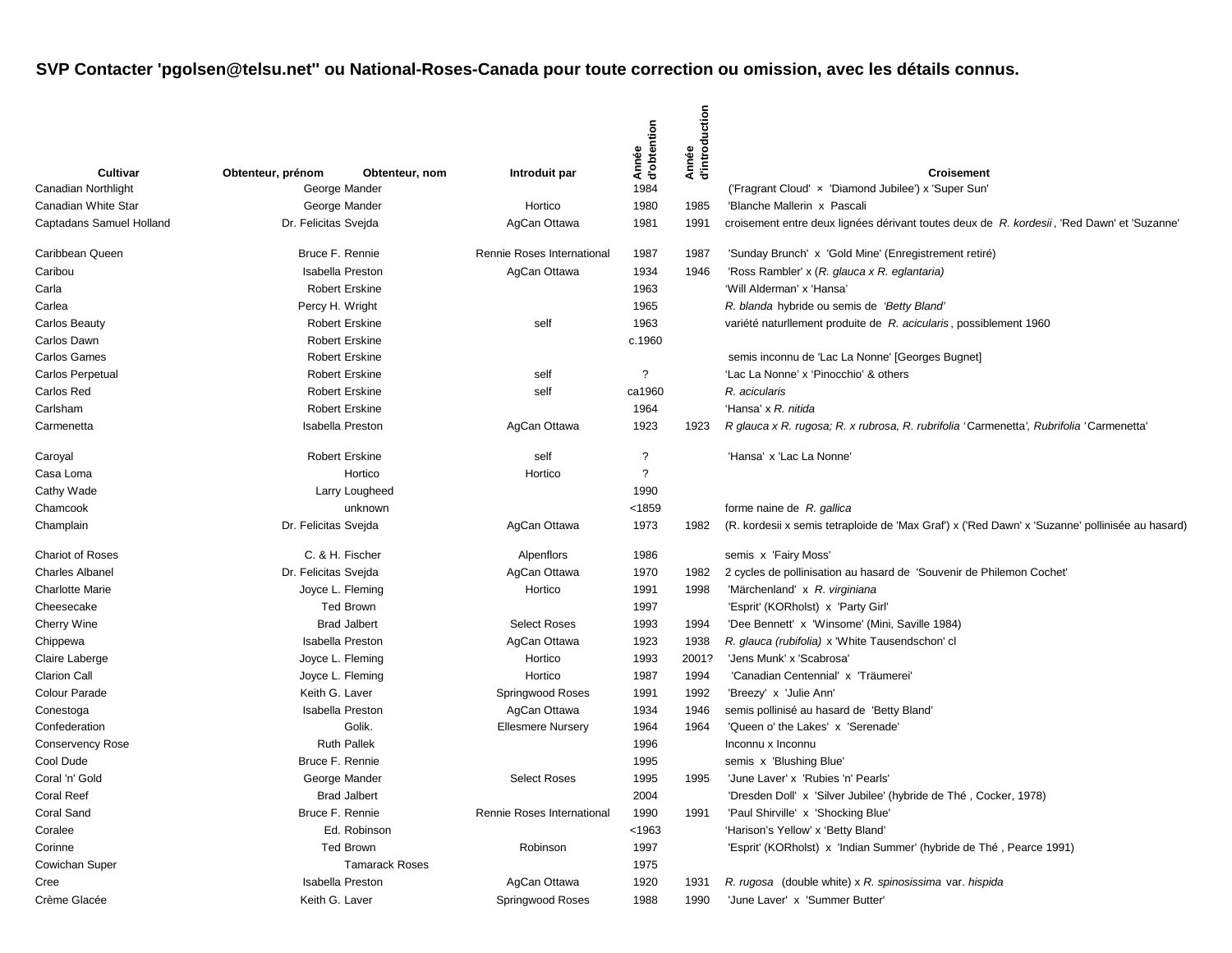**SVP Contacter 'pgolsen@telsu.net'' ou National-Roses-Canada pour toute correction ou omission, avec les détails connus.**

| Cultivar | Obtenteur, prénom | Obtenteur, nom | Introduit par | Année d'obtention | Année d'introduction | Croisement |
|---|---|---|---|---|---|---|
| Canadian Northlight | George | Mander | | 1984 | | ('Fragrant Cloud' × 'Diamond Jubilee') x 'Super Sun' |
| Canadian White Star | George | Mander | Hortico | 1980 | 1985 | 'Blanche Mallerin x Pascali |
| Captadans Samuel Holland | Dr. Felicitas | Svejda | AgCan Ottawa | 1981 | 1991 | croisement entre deux lignées dérivant toutes deux de *R. kordesii*, 'Red Dawn' et 'Suzanne' |
| Caribbean Queen | Bruce F. | Rennie | Rennie Roses International | 1987 | 1987 | 'Sunday Brunch' x 'Gold Mine' (Enregistrement retiré) |
| Caribou | Isabella | Preston | AgCan Ottawa | 1934 | 1946 | 'Ross Rambler' x (*R. glauca x R. eglantaria)* |
| Carla | Robert | Erskine | | 1963 | | 'Will Alderman' x 'Hansa' |
| Carlea | Percy H. | Wright | | 1965 | | *R. blanda* hybride ou semis de *'Betty Bland'* |
| Carlos Beauty | Robert | Erskine | self | 1963 | | variété naturllement produite de *R. acicularis*, possiblement 1960 |
| Carlos Dawn | Robert | Erskine | | c.1960 | | |
| Carlos Games | Robert | Erskine | | | | semis inconnu de 'Lac La Nonne' [Georges Bugnet] |
| Carlos Perpetual | Robert | Erskine | self | ? | | 'Lac La Nonne' x 'Pinocchio' & others |
| Carlos Red | Robert | Erskine | self | ca1960 | | *R. acicularis* |
| Carlsham | Robert | Erskine | | 1964 | | 'Hansa' x *R. nitida* |
| Carmenetta | Isabella | Preston | AgCan Ottawa | 1923 | 1923 | *R glauca x R. rugosa; R. x rubrosa, R. rubrifolia '*Carmenetta*', Rubrifolia '*Carmenetta' |
| Caroyal | Robert | Erskine | self | ? | | 'Hansa' x 'Lac La Nonne' |
| Casa Loma | | Hortico | Hortico | ? | | |
| Cathy Wade | Larry | Lougheed | | 1990 | | |
| Chamcook | | unknown | | <1859 | | forme naine de *R. gallica* |
| Champlain | Dr. Felicitas | Svejda | AgCan Ottawa | 1973 | 1982 | (R. kordesii x semis tetraploide de 'Max Graf') x ('Red Dawn' x 'Suzanne' pollinisée au hasard) |
| Chariot of Roses | C. & H. | Fischer | Alpenflors | 1986 | | semis x 'Fairy Moss' |
| Charles Albanel | Dr. Felicitas | Svejda | AgCan Ottawa | 1970 | 1982 | 2 cycles de pollinisation au hasard de 'Souvenir de Philemon Cochet' |
| Charlotte Marie | Joyce L. | Fleming | Hortico | 1991 | 1998 | 'Märchenland' x *R. virginiana* |
| Cheesecake | Ted | Brown | | 1997 | | 'Esprit' (KORholst) x 'Party Girl' |
| Cherry Wine | Brad | Jalbert | Select Roses | 1993 | 1994 | 'Dee Bennett' x 'Winsome' (Mini, Saville 1984) |
| Chippewa | Isabella | Preston | AgCan Ottawa | 1923 | 1938 | *R. glauca (rubifolia)* x 'White Tausendschon' cl |
| Claire Laberge | Joyce L. | Fleming | Hortico | 1993 | 2001? | 'Jens Munk' x 'Scabrosa' |
| Clarion Call | Joyce L. | Fleming | Hortico | 1987 | 1994 | 'Canadian Centennial' x 'Träumerei' |
| Colour Parade | Keith G. | Laver | Springwood Roses | 1991 | 1992 | 'Breezy' x 'Julie Ann' |
| Conestoga | Isabella | Preston | AgCan Ottawa | 1934 | 1946 | semis pollinisé au hasard de 'Betty Bland' |
| Confederation | | Golik. | Ellesmere Nursery | 1964 | 1964 | 'Queen o' the Lakes' x 'Serenade' |
| Conservency Rose | Ruth | Pallek | | 1996 | | Inconnu x Inconnu |
| Cool Dude | Bruce F. | Rennie | | 1995 | | semis x 'Blushing Blue' |
| Coral 'n' Gold | George | Mander | Select Roses | 1995 | 1995 | 'June Laver' x 'Rubies 'n' Pearls' |
| Coral Reef | Brad | Jalbert | | 2004 | | 'Dresden Doll' x 'Silver Jubilee' (hybride de Thé , Cocker, 1978) |
| Coral Sand | Bruce F. | Rennie | Rennie Roses International | 1990 | 1991 | 'Paul Shirville' x 'Shocking Blue' |
| Coralee | Ed. | Robinson | | <1963 | | 'Harison's Yellow' x 'Betty Bland' |
| Corinne | Ted | Brown | Robinson | 1997 | | 'Esprit' (KORholst) x 'Indian Summer' (hybride de Thé , Pearce 1991) |
| Cowichan Super | | Tamarack Roses | | 1975 | | |
| Cree | Isabella | Preston | AgCan Ottawa | 1920 | 1931 | *R. rugosa* (double white) x *R. spinosissima* var. *hispida* |
| Crème Glacée | Keith G. | Laver | Springwood Roses | 1988 | 1990 | 'June Laver' x 'Summer Butter' |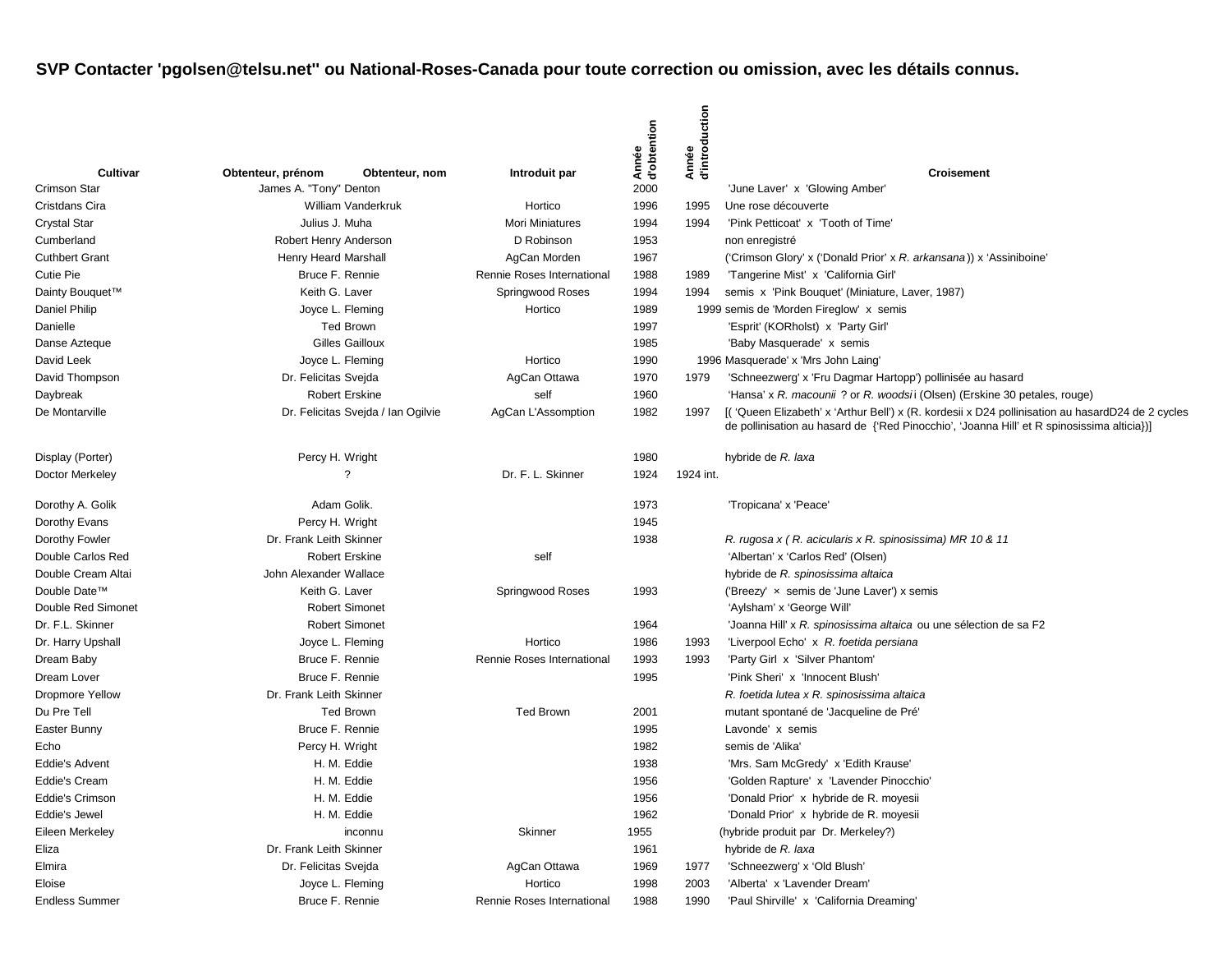**SVP Contacter 'pgolsen@telsu.net'' ou National-Roses-Canada pour toute correction ou omission, avec les détails connus.**

| Cultivar | Obtenteur, prénom | Obtenteur, nom | Introduit par | Année d'obtention | Année d'introduction | Croisement |
|---|---|---|---|---|---|---|
| Crimson Star | James A. "Tony" | Denton | | 2000 | | 'June Laver' x 'Glowing Amber' |
| Cristdans Cira | William | Vanderkruk | Hortico | 1996 | 1995 | Une rose découverte |
| Crystal Star | Julius J. | Muha | Mori Miniatures | 1994 | 1994 | 'Pink Petticoat' x 'Tooth of Time' |
| Cumberland | Robert Henry | Anderson | D Robinson | 1953 | | non enregistré |
| Cuthbert Grant | Henry Heard | Marshall | AgCan Morden | 1967 | | ('Crimson Glory' x ('Donald Prior' x *R. arkansana*)) x 'Assiniboine' |
| Cutie Pie | Bruce F. | Rennie | Rennie Roses International | 1988 | 1989 | 'Tangerine Mist' x 'California Girl' |
| Dainty Bouquet™ | Keith G. | Laver | Springwood Roses | 1994 | 1994 | semis x 'Pink Bouquet' (Miniature, Laver, 1987) |
| Daniel Philip | Joyce L. | Fleming | Hortico | 1989 | 1999 | semis de 'Morden Fireglow' x semis |
| Danielle | Ted | Brown | | 1997 | | 'Esprit' (KORholst) x 'Party Girl' |
| Danse Azteque | Gilles | Gailloux | | 1985 | | 'Baby Masquerade' x semis |
| David Leek | Joyce L. | Fleming | Hortico | 1990 | 1996 | Masquerade' x 'Mrs John Laing' |
| David Thompson | Dr. Felicitas | Svejda | AgCan Ottawa | 1970 | 1979 | 'Schneezwerg' x 'Fru Dagmar Hartopp') pollinisée au hasard |
| Daybreak | Robert | Erskine | self | 1960 | | 'Hansa' x *R. macounii* ? or *R. woodsii* (Olsen) (Erskine 30 petales, rouge) |
| De Montarville | Dr. Felicitas | Svejda / Ian Ogilvie | AgCan L'Assomption | 1982 | 1997 | [( 'Queen Elizabeth' x 'Arthur Bell') x (R. kordesii x D24 pollinisation au hasardD24 de 2 cycles de pollinisation au hasard de {'Red Pinocchio', 'Joanna Hill' et R spinosissima alticia})] |
| Display (Porter) | Percy H. | Wright | | 1980 | | hybride de *R. laxa* |
| Doctor Merkeley | | ? | Dr. F. L. Skinner | 1924 | 1924 int. | |
| Dorothy A. Golik | Adam | Golik. | | 1973 | | 'Tropicana' x 'Peace' |
| Dorothy Evans | Percy H. | Wright | | 1945 | | |
| Dorothy Fowler | Dr. Frank Leith | Skinner | | 1938 | | *R. rugosa x ( R. acicularis x R. spinosissima) MR 10 & 11* |
| Double Carlos Red | Robert | Erskine | self | | | 'Albertan' x 'Carlos Red' (Olsen) |
| Double Cream Altai | John Alexander | Wallace | | | | hybride de *R. spinosissima altaica* |
| Double Date™ | Keith G. | Laver | Springwood Roses | 1993 | | ('Breezy' × semis de 'June Laver') x semis |
| Double Red Simonet | | Robert Simonet | | | | 'Aylsham' x 'George Will' |
| Dr. F.L. Skinner | | Robert Simonet | | 1964 | | 'Joanna Hill' x *R. spinosissima altaica* ou une sélection de sa F2 |
| Dr. Harry Upshall | Joyce L. | Fleming | Hortico | 1986 | 1993 | 'Liverpool Echo' x *R. foetida persiana* |
| Dream Baby | Bruce F. | Rennie | Rennie Roses International | 1993 | 1993 | 'Party Girl x 'Silver Phantom' |
| Dream Lover | Bruce F. | Rennie | | 1995 | | 'Pink Sheri' x 'Innocent Blush' |
| Dropmore Yellow | Dr. Frank Leith | Skinner | | | | *R. foetida lutea x R. spinosissima altaica* |
| Du Pre Tell | Ted | Brown | Ted Brown | 2001 | | mutant spontané de 'Jacqueline de Pré' |
| Easter Bunny | Bruce F. | Rennie | | 1995 | | Lavonde' x semis |
| Echo | Percy H. | Wright | | 1982 | | semis de 'Alika' |
| Eddie's Advent | H. M. | Eddie | | 1938 | | 'Mrs. Sam McGredy' x 'Edith Krause' |
| Eddie's Cream | H. M. | Eddie | | 1956 | | 'Golden Rapture' x 'Lavender Pinocchio' |
| Eddie's Crimson | H. M. | Eddie | | 1956 | | 'Donald Prior' x hybride de R. moyesii |
| Eddie's Jewel | H. M. | Eddie | | 1962 | | 'Donald Prior' x hybride de R. moyesii |
| Eileen Merkeley | | inconnu | Skinner | 1955 | | (hybride produit par Dr. Merkeley?) |
| Eliza | Dr. Frank Leith | Skinner | | 1961 | | hybride de *R. laxa* |
| Elmira | Dr. Felicitas | Svejda | AgCan Ottawa | 1969 | 1977 | 'Schneezwerg' x 'Old Blush' |
| Eloise | Joyce L. | Fleming | Hortico | 1998 | 2003 | 'Alberta' x 'Lavender Dream' |
| Endless Summer | Bruce F. | Rennie | Rennie Roses International | 1988 | 1990 | 'Paul Shirville' x 'California Dreaming' |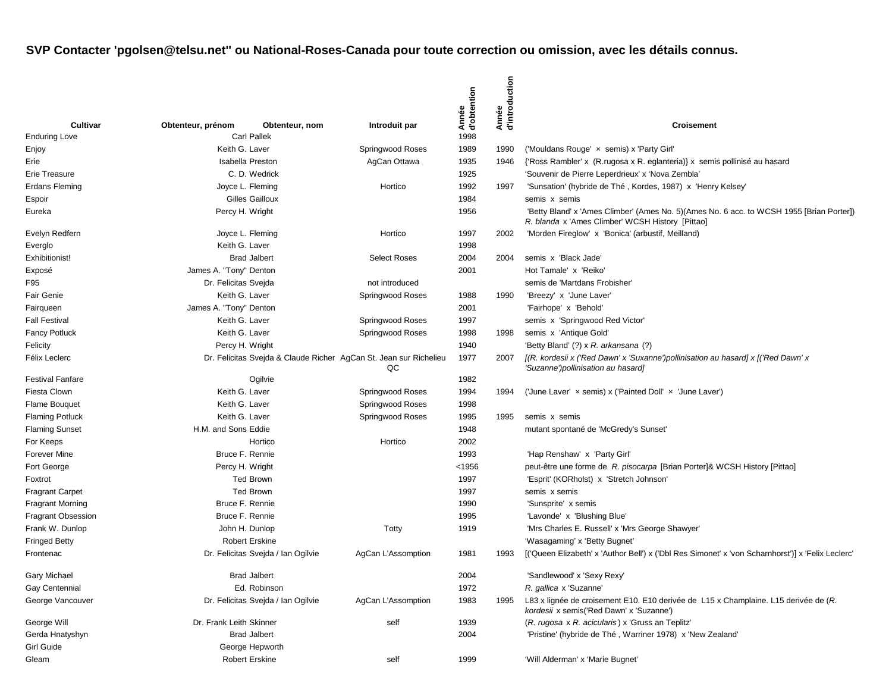**SVP Contacter 'pgolsen@telsu.net'' ou National-Roses-Canada pour toute correction ou omission, avec les détails connus.**

| Cultivar | Obtenteur, prénom | Obtenteur, nom | Introduit par | Année d'obtention | Année d'introduction | Croisement |
|---|---|---|---|---|---|---|
| Enduring Love | Carl | Pallek | | 1998 | | |
| Enjoy | Keith G. | Laver | Springwood Roses | 1989 | 1990 | ('Mouldans Rouge' × semis) x 'Party Girl' |
| Erie | Isabella | Preston | AgCan Ottawa | 1935 | 1946 | {'Ross Rambler' x (R.rugosa x R. eglanteria)} x semis pollinisé au hasard |
| Erie Treasure | C. D. | Wedrick | | 1925 | | 'Souvenir de Pierre Leperdrieux' x 'Nova Zembla' |
| Erdans Fleming | Joyce L. | Fleming | Hortico | 1992 | 1997 | 'Sunsation' (hybride de Thé , Kordes, 1987) x 'Henry Kelsey' |
| Espoir | Gilles | Gailloux | | 1984 | | semis x semis |
| Eureka | Percy H. | Wright | | 1956 | | 'Betty Bland' x 'Ames Climber' (Ames No. 5)(Ames No. 6 acc. to WCSH 1955 [Brian Porter]) *R. blanda* x 'Ames Climber' WCSH History [Pittao] |
| Evelyn Redfern | Joyce L. | Fleming | Hortico | 1997 | 2002 | 'Morden Fireglow' x 'Bonica' (arbustif, Meilland) |
| Everglo | Keith G. | Laver | | 1998 | | |
| Exhibitionist! | Brad | Jalbert | Select Roses | 2004 | 2004 | semis x 'Black Jade' |
| Exposé | James A. "Tony" | Denton | | 2001 | | Hot Tamale' x 'Reiko' |
| F95 | Dr. Felicitas | Svejda | not introduced | | | semis de 'Martdans Frobisher' |
| Fair Genie | Keith G. | Laver | Springwood Roses | 1988 | 1990 | 'Breezy' x 'June Laver' |
| Fairqueen | James A. "Tony" | Denton | | 2001 | | 'Fairhope' x 'Behold' |
| Fall Festival | Keith G. | Laver | Springwood Roses | 1997 | | semis x 'Springwood Red Victor' |
| Fancy Potluck | Keith G. | Laver | Springwood Roses | 1998 | 1998 | semis x 'Antique Gold' |
| Felicity | Percy H. | Wright | | 1940 | | 'Betty Bland' (?) x *R. arkansana* (?) |
| Félix Leclerc | Dr. Felicitas | Svejda & Claude Richer | AgCan St. Jean sur Richelieu QC | 1977 | 2007 | *[(R. kordesii x ('Red Dawn' x 'Suxanne')pollinisation au hasard] x [('Red Dawn' x 'Suzanne')pollinisation au hasard]* |
| Festival Fanfare | | Ogilvie | | 1982 | | |
| Fiesta Clown | Keith G. | Laver | Springwood Roses | 1994 | 1994 | ('June Laver' × semis) x ('Painted Doll' × 'June Laver') |
| Flame Bouquet | Keith G. | Laver | Springwood Roses | 1998 | | |
| Flaming Potluck | Keith G. | Laver | Springwood Roses | 1995 | 1995 | semis x semis |
| Flaming Sunset | H.M. and Sons | Eddie | | 1948 | | mutant spontané de 'McGredy's Sunset' |
| For Keeps | | Hortico | Hortico | 2002 | | |
| Forever Mine | Bruce F. | Rennie | | 1993 | | 'Hap Renshaw' x 'Party Girl' |
| Fort George | Percy H. | Wright | | <1956 | | peut-être une forme de *R. pisocarpa* [Brian Porter]& WCSH History [Pittao] |
| Foxtrot | Ted | Brown | | 1997 | | 'Esprit' (KORholst) x 'Stretch Johnson' |
| Fragrant Carpet | Ted | Brown | | 1997 | | semis x semis |
| Fragrant Morning | Bruce F. | Rennie | | 1990 | | 'Sunsprite' x semis |
| Fragrant Obsession | Bruce F. | Rennie | | 1995 | | 'Lavonde' x 'Blushing Blue' |
| Frank W. Dunlop | John H. | Dunlop | Totty | 1919 | | 'Mrs Charles E. Russell' x 'Mrs George Shawyer' |
| Fringed Betty | Robert | Erskine | | | | 'Wasagaming' x 'Betty Bugnet' |
| Frontenac | Dr. Felicitas | Svejda / Ian Ogilvie | AgCan L'Assomption | 1981 | 1993 | [('Queen Elizabeth' x 'Author Bell') x ('Dbl Res Simonet' x 'von Scharnhorst')] x 'Felix Leclerc' |
| Gary Michael | Brad | Jalbert | | 2004 | | 'Sandlewood' x 'Sexy Rexy' |
| Gay Centennial | Ed. | Robinson | | 1972 | | *R. gallica* x 'Suzanne' |
| George Vancouver | Dr. Felicitas | Svejda / Ian Ogilvie | AgCan L'Assomption | 1983 | 1995 | L83 x lignée de croisement E10. E10 derivée de L15 x Champlaine. L15 derivée de (*R. kordesii* x semis('Red Dawn' x 'Suzanne') |
| George Will | Dr. Frank Leith | Skinner | self | 1939 | | (*R. rugosa* x *R. acicularis*) x 'Gruss an Teplitz' |
| Gerda Hnatyshyn | Brad | Jalbert | | 2004 | | 'Pristine' (hybride de Thé , Warriner 1978) x 'New Zealand' |
| Girl Guide | George | Hepworth | | | | |
| Gleam | Robert | Erskine | self | 1999 | | 'Will Alderman' x 'Marie Bugnet' |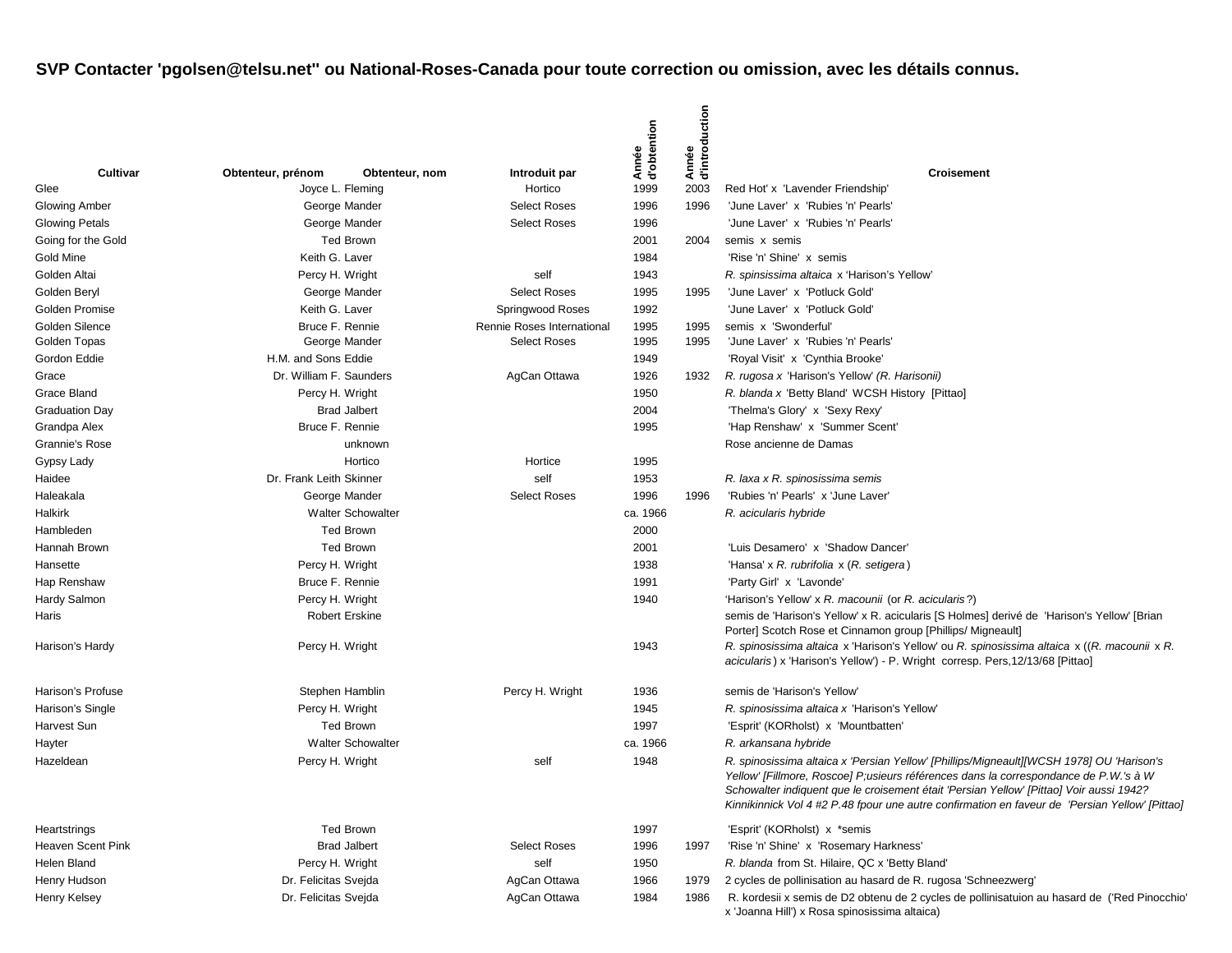**SVP Contacter 'pgolsen@telsu.net'' ou National-Roses-Canada pour toute correction ou omission, avec les détails connus.**

| Cultivar | Obtenteur, prénom | Obtenteur, nom | Introduit par | Année d'obtention | Année d'introduction | Croisement |
|---|---|---|---|---|---|---|
| Glee | Joyce L. | Fleming | Hortico | 1999 | 2003 | Red Hot' x 'Lavender Friendship' |
| Glowing Amber | George | Mander | Select Roses | 1996 | 1996 | 'June Laver' x 'Rubies 'n' Pearls' |
| Glowing Petals | George | Mander | Select Roses | 1996 | | 'June Laver' x 'Rubies 'n' Pearls' |
| Going for the Gold | Ted | Brown | | 2001 | 2004 | semis x semis |
| Gold Mine | Keith G. | Laver | | 1984 | | 'Rise 'n' Shine' x semis |
| Golden Altai | Percy H. | Wright | self | 1943 | | *R. spinsissima altaica* x 'Harison's Yellow' |
| Golden Beryl | George | Mander | Select Roses | 1995 | 1995 | 'June Laver' x 'Potluck Gold' |
| Golden Promise | Keith G. | Laver | Springwood Roses | 1992 | | 'June Laver' x 'Potluck Gold' |
| Golden Silence | Bruce F. | Rennie | Rennie Roses International | 1995 | 1995 | semis x 'Swonderful' |
| Golden Topas | George | Mander | Select Roses | 1995 | 1995 | 'June Laver' x 'Rubies 'n' Pearls' |
| Gordon Eddie | H.M. and Sons | Eddie | | 1949 | | 'Royal Visit' x 'Cynthia Brooke' |
| Grace | Dr. William F. | Saunders | AgCan Ottawa | 1926 | 1932 | *R. rugosa x* 'Harison's Yellow' *(R. Harisonii)* |
| Grace Bland | Percy H. | Wright | | 1950 | | *R. blanda x* 'Betty Bland' WCSH History [Pittao] |
| Graduation Day | Brad | Jalbert | | 2004 | | 'Thelma's Glory' x 'Sexy Rexy' |
| Grandpa Alex | Bruce F. | Rennie | | 1995 | | 'Hap Renshaw' x 'Summer Scent' |
| Grannie's Rose | | unknown | | | | Rose ancienne de Damas |
| Gypsy Lady | | Hortico | Hortice | 1995 | | |
| Haidee | Dr. Frank Leith | Skinner | self | 1953 | | *R. laxa x R. spinosissima semis* |
| Haleakala | George | Mander | Select Roses | 1996 | 1996 | 'Rubies 'n' Pearls' x 'June Laver' |
| Halkirk | Walter | Schowalter | | ca. 1966 | | *R. acicularis hybride* |
| Hambleden | Ted | Brown | | 2000 | | |
| Hannah Brown | Ted | Brown | | 2001 | | 'Luis Desamero' x 'Shadow Dancer' |
| Hansette | Percy H. | Wright | | 1938 | | 'Hansa' x *R. rubrifolia* x (*R. setigera*) |
| Hap Renshaw | Bruce F. | Rennie | | 1991 | | 'Party Girl' x 'Lavonde' |
| Hardy Salmon | Percy H. | Wright | | 1940 | | 'Harison's Yellow' x *R. macounii* (or *R. acicularis*?) |
| Haris | Robert | Erskine | | | | semis de 'Harison's Yellow' x R. acicularis [S Holmes] derivé de 'Harison's Yellow' [Brian Porter] Scotch Rose et Cinnamon group [Phillips/ Migneault] |
| Harison's Hardy | Percy H. | Wright | | 1943 | | *R. spinosissima altaica* x 'Harison's Yellow' ou *R. spinosissima altaica* x ((*R. macounii* x *R. acicularis*) x 'Harison's Yellow') - P. Wright corresp. Pers,12/13/68 [Pittao] |
| Harison's Profuse | Stephen | Hamblin | Percy H. Wright | 1936 | | semis de 'Harison's Yellow' |
| Harison's Single | Percy H. | Wright | | 1945 | | *R. spinosissima altaica x* 'Harison's Yellow' |
| Harvest Sun | Ted | Brown | | 1997 | | 'Esprit' (KORholst) x 'Mountbatten' |
| Hayter | Walter | Schowalter | | ca. 1966 | | *R. arkansana hybride* |
| Hazeldean | Percy H. | Wright | self | 1948 | | *R. spinosissima altaica x 'Persian Yellow' [Phillips/Migneault][WCSH 1978] OU 'Harison's Yellow' [Fillmore, Roscoe] P;usieurs références dans la correspondance de P.W.'s à W Schowalter indiquent que le croisement était 'Persian Yellow' [Pittao] Voir aussi 1942? Kinnikinnick Vol 4 #2 P.48 fpour une autre confirmation en faveur de 'Persian Yellow' [Pittao]* |
| Heartstrings | Ted | Brown | | 1997 | | 'Esprit' (KORholst) x *semis |
| Heaven Scent Pink | Brad | Jalbert | Select Roses | 1996 | 1997 | 'Rise 'n' Shine' x 'Rosemary Harkness' |
| Helen Bland | Percy H. | Wright | self | 1950 | | *R. blanda* from St. Hilaire, QC x 'Betty Bland' |
| Henry Hudson | Dr. Felicitas | Svejda | AgCan Ottawa | 1966 | 1979 | 2 cycles de pollinisation au hasard de R. rugosa 'Schneezwerg' |
| Henry Kelsey | Dr. Felicitas | Svejda | AgCan Ottawa | 1984 | 1986 | R. kordesii x semis de D2 obtenu de 2 cycles de pollinisatuion au hasard de ('Red Pinocchio' x 'Joanna Hill') x Rosa spinosissima altaica) |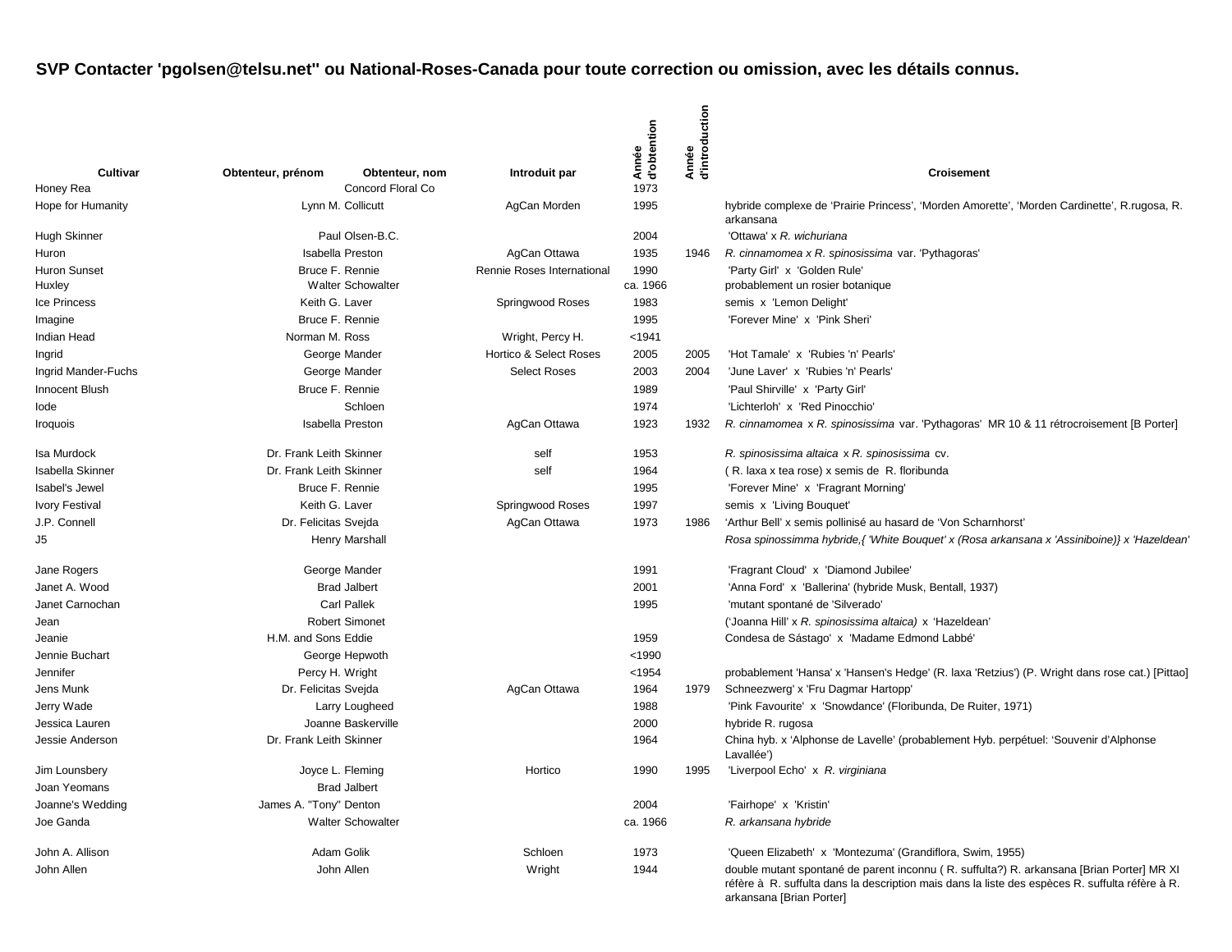**SVP Contacter 'pgolsen@telsu.net'' ou National-Roses-Canada pour toute correction ou omission, avec les détails connus.**

| Cultivar | Obtenteur, prénom | Obtenteur, nom | Introduit par | Année d'obtention | Année d'introduction | Croisement |
|---|---|---|---|---|---|---|
| Honey Rea | | Concord Floral Co | | 1973 | | |
| Hope for Humanity | Lynn M. | Collicutt | AgCan Morden | 1995 | | hybride complexe de 'Prairie Princess', 'Morden Amorette', 'Morden Cardinette', R.rugosa, R. arkansana |
| Hugh Skinner | Paul | Olsen-B.C. | | 2004 | | 'Ottawa' x *R. wichuriana* |
| Huron | Isabella | Preston | AgCan Ottawa | 1935 | 1946 | *R. cinnamomea x R. spinosissima* var. 'Pythagoras' |
| Huron Sunset | Bruce F. | Rennie | Rennie Roses International | 1990 | | 'Party Girl' x 'Golden Rule' |
| Huxley | Walter | Schowalter | | ca. 1966 | | probablement un rosier botanique |
| Ice Princess | Keith G. | Laver | Springwood Roses | 1983 | | semis x 'Lemon Delight' |
| Imagine | Bruce F. | Rennie | | 1995 | | 'Forever Mine' x 'Pink Sheri' |
| Indian Head | Norman M. | Ross | Wright, Percy H. | <1941 | | |
| Ingrid | George | Mander | Hortico & Select Roses | 2005 | 2005 | 'Hot Tamale' x 'Rubies 'n' Pearls' |
| Ingrid Mander-Fuchs | George | Mander | Select Roses | 2003 | 2004 | 'June Laver' x 'Rubies 'n' Pearls' |
| Innocent Blush | Bruce F. | Rennie | | 1989 | | 'Paul Shirville' x 'Party Girl' |
| Iode | | Schloen | | 1974 | | 'Lichterloh' x 'Red Pinocchio' |
| Iroquois | Isabella | Preston | AgCan Ottawa | 1923 | 1932 | *R. cinnamomea* x *R. spinosissima* var. 'Pythagoras' MR 10 & 11 rétrocroisement [B Porter] |
| Isa Murdock | Dr. Frank Leith | Skinner | self | 1953 | | *R. spinosissima altaica* x *R. spinosissima* cv. |
| Isabella Skinner | Dr. Frank Leith | Skinner | self | 1964 | | ( R. laxa x tea rose) x semis de R. floribunda |
| Isabel's Jewel | Bruce F. | Rennie | | 1995 | | 'Forever Mine' x 'Fragrant Morning' |
| Ivory Festival | Keith G. | Laver | Springwood Roses | 1997 | | semis x 'Living Bouquet' |
| J.P. Connell | Dr. Felicitas | Svejda | AgCan Ottawa | 1973 | 1986 | 'Arthur Bell' x semis pollinisé au hasard de 'Von Scharnhorst' |
| J5 | Henry | Marshall | | | | *Rosa spinossimma hybride,{ 'White Bouquet' x (Rosa arkansana x 'Assiniboine)} x 'Hazeldean'* |
| Jane Rogers | George | Mander | | 1991 | | 'Fragrant Cloud' x 'Diamond Jubilee' |
| Janet A. Wood | Brad | Jalbert | | 2001 | | 'Anna Ford' x 'Ballerina' (hybride Musk, Bentall, 1937) |
| Janet Carnochan | Carl | Pallek | | 1995 | | 'mutant spontané de 'Silverado' |
| Jean | Robert | Simonet | | | | ('Joanna Hill' x *R. spinosissima altaica)* x 'Hazeldean' |
| Jeanie | H.M. and Sons | Eddie | | 1959 | | Condesa de Sástago' x 'Madame Edmond Labbé' |
| Jennie Buchart | George | Hepwoth | | <1990 | | |
| Jennifer | Percy H. | Wright | | <1954 | | probablement 'Hansa' x 'Hansen's Hedge' (R. laxa 'Retzius') (P. Wright dans rose cat.) [Pittao] |
| Jens Munk | Dr. Felicitas | Svejda | AgCan Ottawa | 1964 | 1979 | Schneezwerg' x 'Fru Dagmar Hartopp' |
| Jerry Wade | Larry | Lougheed | | 1988 | | 'Pink Favourite' x 'Snowdance' (Floribunda, De Ruiter, 1971) |
| Jessica Lauren | Joanne | Baskerville | | 2000 | | hybride R. rugosa |
| Jessie Anderson | Dr. Frank Leith | Skinner | | 1964 | | China hyb. x 'Alphonse de Lavelle' (probablement Hyb. perpétuel: 'Souvenir d'Alphonse Lavallée') |
| Jim Lounsbery | Joyce L. | Fleming | Hortico | 1990 | 1995 | 'Liverpool Echo' x *R. virginiana* |
| Joan Yeomans | Brad | Jalbert | | | | |
| Joanne's Wedding | James A. "Tony" | Denton | | 2004 | | 'Fairhope' x 'Kristin' |
| Joe Ganda | Walter | Schowalter | | ca. 1966 | | *R. arkansana hybride* |
| John A. Allison | Adam | Golik | Schloen | 1973 | | 'Queen Elizabeth' x 'Montezuma' (Grandiflora, Swim, 1955) |
| John Allen | John | Allen | Wright | 1944 | | double mutant spontané de parent inconnu ( R. suffulta?) R. arkansana [Brian Porter] MR XI réfère à R. suffulta dans la description mais dans la liste des espèces R. suffulta réfère à R. arkansana [Brian Porter] |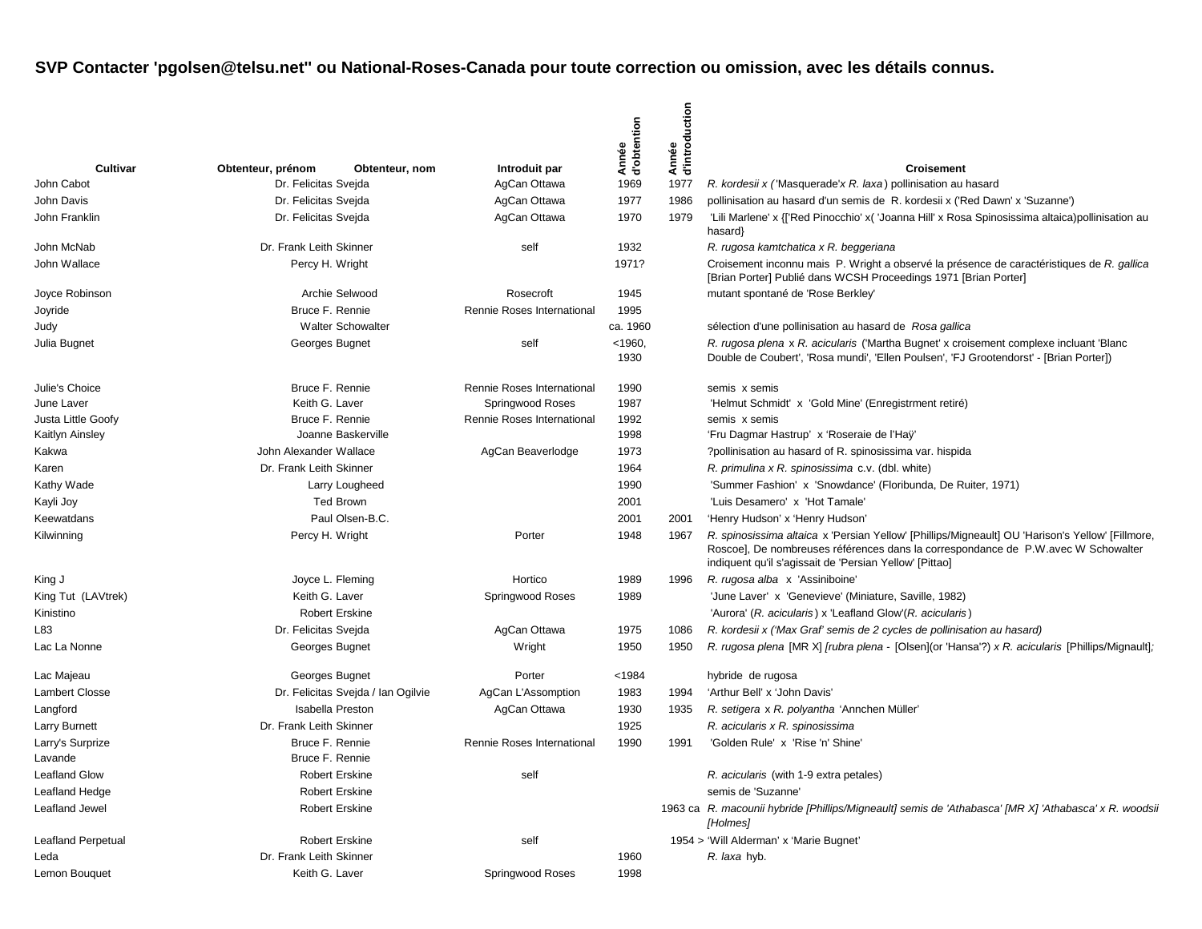**SVP Contacter 'pgolsen@telsu.net'' ou National-Roses-Canada pour toute correction ou omission, avec les détails connus.**

| Cultivar | Obtenteur, prénom | Obtenteur, nom | Introduit par | Année d'obtention | Année d'introduction | Croisement |
|---|---|---|---|---|---|---|
| John Cabot | Dr. Felicitas | Svejda | AgCan Ottawa | 1969 | 1977 | *R. kordesii x ('Masquerade'x R. laxa*) pollinisation au hasard |
| John Davis | Dr. Felicitas | Svejda | AgCan Ottawa | 1977 | 1986 | pollinisation au hasard d'un semis de R. kordesii x ('Red Dawn' x 'Suzanne') |
| John Franklin | Dr. Felicitas | Svejda | AgCan Ottawa | 1970 | 1979 | 'Lili Marlene' x {['Red Pinocchio' x( 'Joanna Hill' x Rosa Spinosissima altaica)pollinisation au hasard} |
| John McNab | Dr. Frank Leith | Skinner | self | 1932 | | *R. rugosa kamtchatica x R. beggeriana* |
| John Wallace | Percy H. | Wright | | 1971? | | Croisement inconnu mais P. Wright a observé la présence de caractéristiques de *R. gallica* [Brian Porter] Publié dans WCSH Proceedings 1971 [Brian Porter] |
| Joyce Robinson | Archie | Selwood | Rosecroft | 1945 | | mutant spontané de 'Rose Berkley' |
| Joyride | Bruce F. | Rennie | Rennie Roses International | 1995 | | |
| Judy | Walter | Schowalter | | ca. 1960 | | sélection d'une pollinisation au hasard de *Rosa gallica* |
| Julia Bugnet | Georges | Bugnet | self | <1960, 1930 | | *R. rugosa plena* x *R. acicularis* ('Martha Bugnet' x croisement complexe incluant 'Blanc Double de Coubert', 'Rosa mundi', 'Ellen Poulsen', 'FJ Grootendorst' - [Brian Porter]) |
| Julie's Choice | Bruce F. | Rennie | Rennie Roses International | 1990 | | semis x semis |
| June Laver | Keith G. | Laver | Springwood Roses | 1987 | | 'Helmut Schmidt' x 'Gold Mine' (Enregistrment retiré) |
| Justa Little Goofy | Bruce F. | Rennie | Rennie Roses International | 1992 | | semis x semis |
| Kaitlyn Ainsley | Joanne | Baskerville | | 1998 | | 'Fru Dagmar Hastrup' x 'Roseraie de l'Haÿ' |
| Kakwa | John Alexander | Wallace | AgCan Beaverlodge | 1973 | | ?pollinisation au hasard of R. spinosissima var. hispida |
| Karen | Dr. Frank Leith | Skinner | | 1964 | | *R. primulina x R. spinosissima* c.v. (dbl. white) |
| Kathy Wade | Larry | Lougheed | | 1990 | | 'Summer Fashion' x 'Snowdance' (Floribunda, De Ruiter, 1971) |
| Kayli Joy | Ted | Brown | | 2001 | | 'Luis Desamero' x 'Hot Tamale' |
| Keewatdans | Paul | Olsen-B.C. | | 2001 | 2001 | 'Henry Hudson' x 'Henry Hudson' |
| Kilwinning | Percy H. | Wright | Porter | 1948 | 1967 | *R. spinosissima altaica* x 'Persian Yellow' [Phillips/Migneault] OU 'Harison's Yellow' [Fillmore, Roscoe], De nombreuses références dans la correspondance de P.W.avec W Schowalter indiquent qu'il s'agissait de 'Persian Yellow' [Pittao] |
| King J | Joyce L. | Fleming | Hortico | 1989 | 1996 | *R. rugosa alba* x 'Assiniboine' |
| King Tut (LAVtrek) | Keith G. | Laver | Springwood Roses | 1989 | | 'June Laver' x 'Genevieve' (Miniature, Saville, 1982) |
| Kinistino | Robert | Erskine | | | | 'Aurora' (*R. acicularis*) x 'Leafland Glow'(*R. acicularis*) |
| L83 | Dr. Felicitas | Svejda | AgCan Ottawa | 1975 | 1086 | *R. kordesii x ('Max Graf' semis de 2 cycles de pollinisation au hasard)* |
| Lac La Nonne | Georges | Bugnet | Wright | 1950 | 1950 | *R. rugosa plena* [MR X] *[rubra plena -* [Olsen](or 'Hansa'?) *x R. acicularis* [Phillips/Mignault]; |
| Lac Majeau | Georges | Bugnet | Porter | <1984 | | hybride de rugosa |
| Lambert Closse | Dr. Felicitas | Svejda / Ian Ogilvie | AgCan L'Assomption | 1983 | 1994 | 'Arthur Bell' x 'John Davis' |
| Langford | Isabella | Preston | AgCan Ottawa | 1930 | 1935 | *R. setigera* x *R. polyantha* 'Annchen Müller' |
| Larry Burnett | Dr. Frank Leith | Skinner | | 1925 | | *R. acicularis x R. spinosissima* |
| Larry's Surprize | Bruce F. | Rennie | Rennie Roses International | 1990 | 1991 | 'Golden Rule' x 'Rise 'n' Shine' |
| Lavande | Bruce F. | Rennie | | | | |
| Leafland Glow | Robert | Erskine | self | | | *R. acicularis* (with 1-9 extra petales) |
| Leafland Hedge | Robert | Erskine | | | | semis de 'Suzanne' |
| Leafland Jewel | Robert | Erskine | | | 1963 ca | *R. macounii hybride [Phillips/Migneault] semis de 'Athabasca' [MR X] 'Athabasca' x R. woodsii [Holmes]* |
| Leafland Perpetual | Robert | Erskine | self | | 1954 > | 'Will Alderman' x 'Marie Bugnet' |
| Leda | Dr. Frank Leith | Skinner | | 1960 | | *R. laxa* hyb. |
| Lemon Bouquet | Keith G. | Laver | Springwood Roses | 1998 | | |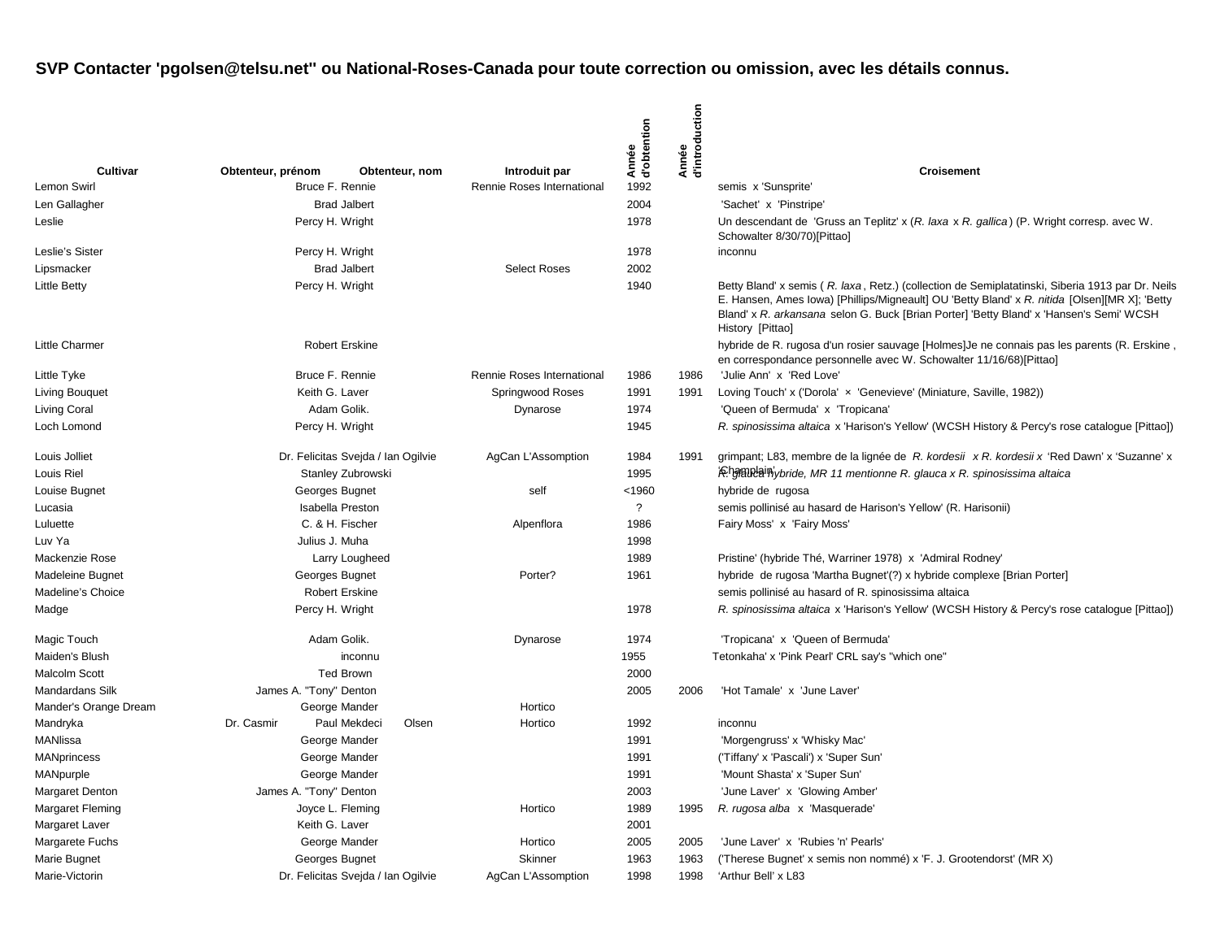**SVP Contacter 'pgolsen@telsu.net'' ou National-Roses-Canada pour toute correction ou omission, avec les détails connus.**

| Cultivar | Obtenteur, prénom | Obtenteur, nom | Introduit par | Année d'obtention | Année d'introduction | Croisement |
|---|---|---|---|---|---|---|
| Lemon Swirl | Bruce F. | Rennie | Rennie Roses International | 1992 | | semis x 'Sunsprite' |
| Len Gallagher | Brad | Jalbert | | 2004 | | 'Sachet' x 'Pinstripe' |
| Leslie | Percy H. | Wright | | 1978 | | Un descendant de 'Gruss an Teplitz' x (*R. laxa* x *R. gallica*) (P. Wright corresp. avec W. Schowalter 8/30/70)[Pittao] |
| Leslie's Sister | Percy H. | Wright | | 1978 | | inconnu |
| Lipsmacker | Brad | Jalbert | Select Roses | 2002 | | |
| Little Betty | Percy H. | Wright | | 1940 | | Betty Bland' x semis ( *R. laxa*, Retz.) (collection de Semiplatatinski, Siberia 1913 par Dr. Neils E. Hansen, Ames Iowa) [Phillips/Migneault] OU 'Betty Bland' x *R. nitida* [Olsen][MR X]; 'Betty Bland' x *R. arkansana* selon G. Buck [Brian Porter] 'Betty Bland' x 'Hansen's Semi' WCSH History [Pittao] |
| Little Charmer | Robert | Erskine | | | | hybride de R. rugosa d'un rosier sauvage [Holmes]Je ne connais pas les parents (R. Erskine , en correspondance personnelle avec W. Schowalter 11/16/68)[Pittao] |
| Little Tyke | Bruce F. | Rennie | Rennie Roses International | 1986 | 1986 | 'Julie Ann' x 'Red Love' |
| Living Bouquet | Keith G. | Laver | Springwood Roses | 1991 | 1991 | Loving Touch' x ('Dorola' × 'Genevieve' (Miniature, Saville, 1982)) |
| Living Coral | Adam | Golik. | Dynarose | 1974 | | 'Queen of Bermuda' x 'Tropicana' |
| Loch Lomond | Percy H. | Wright | | 1945 | | *R. spinosissima altaica* x 'Harison's Yellow' (WCSH History & Percy's rose catalogue [Pittao]) |
| Louis Jolliet | Dr. Felicitas | Svejda / Ian Ogilvie | AgCan L'Assomption | 1984 | 1991 | grimpant; L83, membre de la lignée de *R. kordesii* x *R. kordesii* x 'Red Dawn' x 'Suzanne' x 'Champlain' |
| Louis Riel | Stanley | Zubrowski | | 1995 | | *R. glauca hybride, MR 11 mentionne R. glauca x R. spinosissima altaica* |
| Louise Bugnet | Georges | Bugnet | self | <1960 | | hybride de rugosa |
| Lucasia | Isabella | Preston | | ? | | semis pollinisé au hasard de Harison's Yellow' (R. Harisonii) |
| Luluette | C. & H. | Fischer | Alpenflora | 1986 | | Fairy Moss' x 'Fairy Moss' |
| Luv Ya | Julius J. | Muha | | 1998 | | |
| Mackenzie Rose | Larry | Lougheed | | 1989 | | Pristine' (hybride Thé, Warriner 1978) x 'Admiral Rodney' |
| Madeleine Bugnet | Georges | Bugnet | Porter? | 1961 | | hybride de rugosa 'Martha Bugnet'(?) x hybride complexe [Brian Porter] |
| Madeline's Choice | Robert | Erskine | | | | semis pollinisé au hasard of R. spinosissima altaica |
| Madge | Percy H. | Wright | | 1978 | | *R. spinosissima altaica* x 'Harison's Yellow' (WCSH History & Percy's rose catalogue [Pittao]) |
| Magic Touch | Adam | Golik. | Dynarose | 1974 | | 'Tropicana' x 'Queen of Bermuda' |
| Maiden's Blush | | inconnu | | 1955 | | Tetonkaha' x 'Pink Pearl' CRL say's "which one" |
| Malcolm Scott | Ted | Brown | | 2000 | | |
| Mandardans Silk | James A. "Tony" | Denton | | 2005 | 2006 | 'Hot Tamale' x 'June Laver' |
| Mander's Orange Dream | George | Mander | Hortico | | | |
| Mandryka | Dr. Casmir Paul | Mekdeci Olsen | Hortico | 1992 | | inconnu |
| MANlissa | George | Mander | | 1991 | | 'Morgengruss' x 'Whisky Mac' |
| MANprincess | George | Mander | | 1991 | | ('Tiffany' x 'Pascali') x 'Super Sun' |
| MANpurple | George | Mander | | 1991 | | 'Mount Shasta' x 'Super Sun' |
| Margaret Denton | James A. "Tony" | Denton | | 2003 | | 'June Laver' x 'Glowing Amber' |
| Margaret Fleming | Joyce L. | Fleming | Hortico | 1989 | 1995 | *R. rugosa alba* x 'Masquerade' |
| Margaret Laver | Keith G. | Laver | | 2001 | | |
| Margarete Fuchs | George | Mander | Hortico | 2005 | 2005 | 'June Laver' x 'Rubies 'n' Pearls' |
| Marie Bugnet | Georges | Bugnet | Skinner | 1963 | 1963 | ('Therese Bugnet' x semis non nommé) x 'F. J. Grootendorst' (MR X) |
| Marie-Victorin | Dr. Felicitas | Svejda / Ian Ogilvie | AgCan L'Assomption | 1998 | 1998 | 'Arthur Bell' x L83 |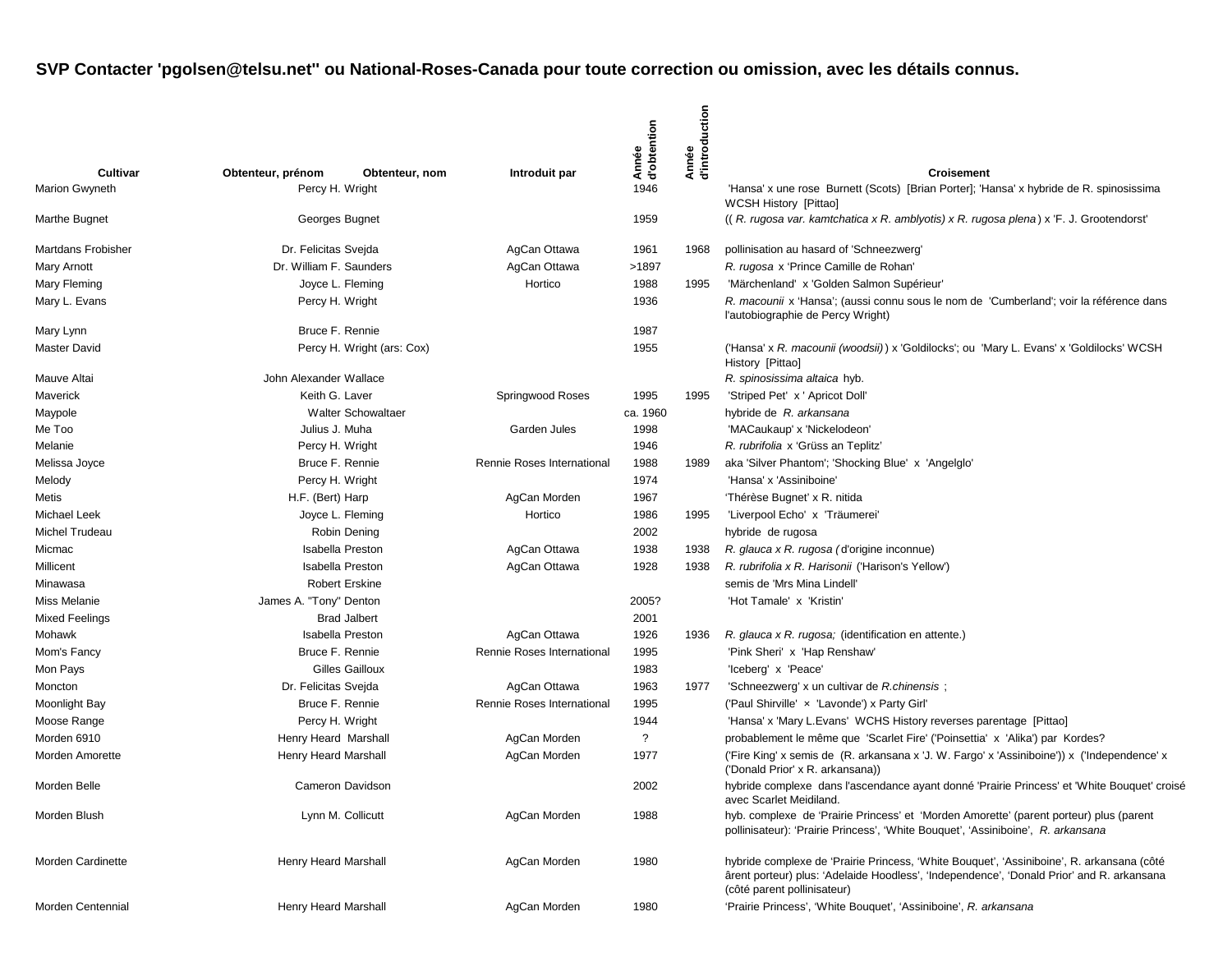**SVP Contacter 'pgolsen@telsu.net'' ou National-Roses-Canada pour toute correction ou omission, avec les détails connus.**

| Cultivar | Obtenteur, prénom | Obtenteur, nom | Introduit par | Année d'obtention | Année d'introduction | Croisement |
|---|---|---|---|---|---|---|
| Marion Gwyneth | Percy H. | Wright | | 1946 | | 'Hansa' x une rose Burnett (Scots) [Brian Porter]; 'Hansa' x hybride de R. spinosissima WCSH History [Pittao] |
| Marthe Bugnet | Georges | Bugnet | | 1959 | | (( *R. rugosa var. kamtchatica x R. amblyotis) x R. rugosa plena* ) x 'F. J. Grootendorst' |
| Martdans Frobisher | Dr. Felicitas | Svejda | AgCan Ottawa | 1961 | 1968 | pollinisation au hasard of 'Schneezwerg' |
| Mary Arnott | Dr. William F. | Saunders | AgCan Ottawa | >1897 | | *R. rugosa* x 'Prince Camille de Rohan' |
| Mary Fleming | Joyce L. | Fleming | Hortico | 1988 | 1995 | 'Märchenland' x 'Golden Salmon Supérieur' |
| Mary L. Evans | Percy H. | Wright | | 1936 | | *R. macounii* x 'Hansa'; (aussi connu sous le nom de 'Cumberland'; voir la référence dans l'autobiographie de Percy Wright) |
| Mary Lynn | Bruce F. | Rennie | | 1987 | | |
| Master David | Percy H. | Wright (ars: Cox) | | 1955 | | ('Hansa' x *R. macounii (woodsii)* ) x 'Goldilocks'; ou 'Mary L. Evans' x 'Goldilocks' WCSH History [Pittao] |
| Mauve Altai | John Alexander | Wallace | | | | *R. spinosissima altaica* hyb. |
| Maverick | Keith G. | Laver | Springwood Roses | 1995 | 1995 | 'Striped Pet' x ' Apricot Doll' |
| Maypole | Walter | Schowaltaer | | ca. 1960 | | hybride de *R. arkansana* |
| Me Too | Julius J. | Muha | Garden Jules | 1998 | | 'MACaukaup' x 'Nickelodeon' |
| Melanie | Percy H. | Wright | | 1946 | | *R. rubrifolia* x 'Grüss an Teplitz' |
| Melissa Joyce | Bruce F. | Rennie | Rennie Roses International | 1988 | 1989 | aka 'Silver Phantom'; 'Shocking Blue' x 'Angelglo' |
| Melody | Percy H. | Wright | | 1974 | | 'Hansa' x 'Assiniboine' |
| Metis | H.F. (Bert) | Harp | AgCan Morden | 1967 | | 'Thérèse Bugnet' x R. nitida |
| Michael Leek | Joyce L. | Fleming | Hortico | 1986 | 1995 | 'Liverpool Echo' x 'Träumerei' |
| Michel Trudeau | Robin | Dening | | 2002 | | hybride de rugosa |
| Micmac | Isabella | Preston | AgCan Ottawa | 1938 | 1938 | *R. glauca x R. rugosa (* d'origine inconnue) |
| Millicent | Isabella | Preston | AgCan Ottawa | 1928 | 1938 | *R. rubrifolia x R. Harisonii* ('Harison's Yellow') |
| Minawasa | Robert | Erskine | | | | semis de 'Mrs Mina Lindell' |
| Miss Melanie | James A. "Tony" | Denton | | 2005? | | 'Hot Tamale' x 'Kristin' |
| Mixed Feelings | Brad | Jalbert | | 2001 | | |
| Mohawk | Isabella | Preston | AgCan Ottawa | 1926 | 1936 | *R. glauca x R. rugosa;* (identification en attente.) |
| Mom's Fancy | Bruce F. | Rennie | Rennie Roses International | 1995 | | 'Pink Sheri' x 'Hap Renshaw' |
| Mon Pays | Gilles | Gailloux | | 1983 | | 'Iceberg' x 'Peace' |
| Moncton | Dr. Felicitas | Svejda | AgCan Ottawa | 1963 | 1977 | 'Schneezwerg' x un cultivar de *R.chinensis* ; |
| Moonlight Bay | Bruce F. | Rennie | Rennie Roses International | 1995 | | ('Paul Shirville' × 'Lavonde') x Party Girl' |
| Moose Range | Percy H. | Wright | | 1944 | | 'Hansa' x 'Mary L.Evans' WCHS History reverses parentage [Pittao] |
| Morden 6910 | Henry Heard | Marshall | AgCan Morden | ? | | probablement le même que 'Scarlet Fire' ('Poinsettia' x 'Alika') par Kordes? |
| Morden Amorette | Henry Heard | Marshall | AgCan Morden | 1977 | | ('Fire King' x semis de (R. arkansana x 'J. W. Fargo' x 'Assiniboine')) x ('Independence' x ('Donald Prior' x R. arkansana)) |
| Morden Belle | Cameron | Davidson | | 2002 | | hybride complexe dans l'ascendance ayant donné 'Prairie Princess' et 'White Bouquet' croisé avec Scarlet Meidiland. |
| Morden Blush | Lynn M. | Collicutt | AgCan Morden | 1988 | | hyb. complexe de 'Prairie Princess' et 'Morden Amorette' (parent porteur) plus (parent pollinisateur): 'Prairie Princess', 'White Bouquet', 'Assiniboine', *R. arkansana* |
| Morden Cardinette | Henry Heard | Marshall | AgCan Morden | 1980 | | hybride complexe de 'Prairie Princess, 'White Bouquet', 'Assiniboine', R. arkansana (côté ârent porteur) plus: 'Adelaide Hoodless', 'Independence', 'Donald Prior' and R. arkansana (côté parent pollinisateur) |
| Morden Centennial | Henry Heard | Marshall | AgCan Morden | 1980 | | 'Prairie Princess', 'White Bouquet', 'Assiniboine', *R. arkansana* |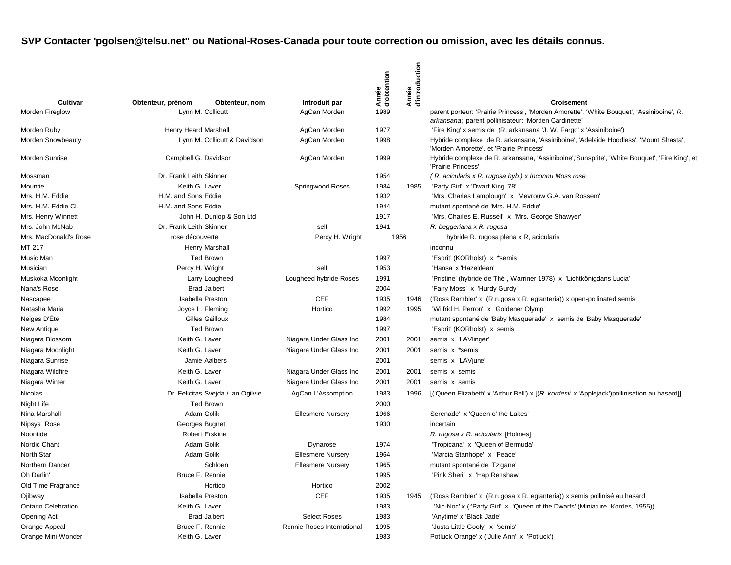**SVP Contacter 'pgolsen@telsu.net'' ou National-Roses-Canada pour toute correction ou omission, avec les détails connus.**

| Cultivar | Obtenteur, prénom | Obtenteur, nom | Introduit par | Année d'obtention | Année d'introduction | Croisement |
|---|---|---|---|---|---|---|
| Morden Fireglow | Lynn M. | Collicutt | AgCan Morden | 1989 | | parent porteur: 'Prairie Princess', 'Morden Amorette', 'White Bouquet', 'Assiniboine', *R. arkansana* ; parent pollinisateur: 'Morden Cardinette' |
| Morden Ruby | Henry Heard | Marshall | AgCan Morden | 1977 | | 'Fire King' x semis de (R. arkansana 'J. W. Fargo' x 'Assiniboine') |
| Morden Snowbeauty | Lynn M. | Collicutt & Davidson | AgCan Morden | 1998 | | Hybride complexe de R. arkansana, 'Assiniboine', 'Adelaide Hoodless', 'Mount Shasta', 'Morden Amorette', et 'Prairie Princess' |
| Morden Sunrise | Campbell G. | Davidson | AgCan Morden | 1999 | | Hybride complexe de R. arkansana, 'Assiniboine','Sunsprite', 'White Bouquet', 'Fire King', et 'Prairie Princess' |
| Mossman | Dr. Frank Leith | Skinner | | 1954 | | *( R. acicularis x R. rugosa hyb.) x Inconnu Moss rose* |
| Mountie | Keith G. | Laver | Springwood Roses | 1984 | 1985 | 'Party Girl' x 'Dwarf King '78' |
| Mrs. H.M. Eddie | H.M. and Sons | Eddie | | 1932 | | 'Mrs. Charles Lamplough' x 'Mevrouw G.A. van Rossem' |
| Mrs. H.M. Eddie Cl. | H.M. and Sons | Eddie | | 1944 | | mutant spontané de 'Mrs. H.M. Eddie' |
| Mrs. Henry Winnett | John H. | Dunlop & Son Ltd | | 1917 | | 'Mrs. Charles E. Russell' x 'Mrs. George Shawyer' |
| Mrs. John McNab | Dr. Frank Leith | Skinner | self | 1941 | | *R. beggeriana x R. rugosa* |
| Mrs. MacDonald's Rose | rose découverte | | Percy H. Wright | 1956 | | hybride R. rugosa plena x R, acicularis |
| MT 217 | Henry | Marshall | | | | inconnu |
| Music Man | Ted | Brown | | 1997 | | 'Esprit' (KORholst) x *semis |
| Musician | Percy H. | Wright | self | 1953 | | 'Hansa' x 'Hazeldean' |
| Muskoka Moonlight | Larry | Lougheed | Lougheed hybride Roses | 1991 | | 'Pristine' (hybride de Thé , Warriner 1978) x 'Lichtkönigdans Lucia' |
| Nana's Rose | Brad | Jalbert | | 2004 | | 'Fairy Moss' x 'Hurdy Gurdy' |
| Nascapee | Isabella | Preston | CEF | 1935 | 1946 | ('Ross Rambler' x (R.rugosa x R. eglanteria)) x open-pollinated semis |
| Natasha Maria | Joyce L. | Fleming | Hortico | 1992 | 1995 | 'Wilfrid H. Perron' x 'Goldener Olymp' |
| Neiges D'Été | Gilles | Gailloux | | 1984 | | mutant spontané de 'Baby Masquerade' x semis de 'Baby Masquerade' |
| New Antique | Ted | Brown | | 1997 | | 'Esprit' (KORholst) x semis |
| Niagara Blossom | Keith G. | Laver | Niagara Under Glass Inc | 2001 | 2001 | semis x 'LAVlinger' |
| Niagara Moonlight | Keith G. | Laver | Niagara Under Glass Inc | 2001 | 2001 | semis x *semis |
| Niagara Sunrise | Jamie | Aalbers | | 2001 | | semis x 'LAVjune' |
| Niagara Wildfire | Keith G. | Laver | Niagara Under Glass Inc | 2001 | 2001 | semis x semis |
| Niagara Winter | Keith G. | Laver | Niagara Under Glass Inc | 2001 | 2001 | semis x semis |
| Nicolas | Dr. Felicitas | Svejda / Ian Ogilvie | AgCan L'Assomption | 1983 | 1996 | [('Queen Elizabeth' x 'Arthur Bell') x [(*R. kordesii* x 'Applejack')pollinisation au hasard]] |
| Night Life | Ted | Brown | | 2000 | | |
| Nina Marshall | Adam | Golik | Ellesmere Nursery | 1966 | | Serenade' x 'Queen o' the Lakes' |
| Nipsya Rose | Georges | Bugnet | | 1930 | | incertain |
| Noontide | Robert | Erskine | | | | *R. rugosa x R. acicularis* [Holmes] |
| Nordic Chant | Adam | Golik | Dynarose | 1974 | | 'Tropicana' x 'Queen of Bermuda' |
| North Star | Adam | Golik | Ellesmere Nursery | 1964 | | 'Marcia Stanhope' x 'Peace' |
| Northern Dancer | | Schloen | Ellesmere Nursery | 1965 | | mutant spontané de 'Tzigane' |
| Oh Darlin' | Bruce F. | Rennie | | 1995 | | 'Pink Sheri' x 'Hap Renshaw' |
| Old Time Fragrance | | Hortico | Hortico | 2002 | | |
| Ojibway | Isabella | Preston | CEF | 1935 | 1945 | ('Ross Rambler' x (R.rugosa x R. eglanteria)) x semis pollinisé au hasard |
| Ontario Celebration | Keith G. | Laver | | 1983 | | 'Nic-Noc' x (:'Party Girl' × 'Queen of the Dwarfs' (Miniature, Kordes, 1955)) |
| Opening Act | Brad | Jalbert | Select Roses | 1983 | | 'Anytime' x 'Black Jade' |
| Orange Appeal | Bruce F. | Rennie | Rennie Roses International | 1995 | | 'Justa Little Goofy' x 'semis' |
| Orange Mini-Wonder | Keith G. | Laver | | 1983 | | Potluck Orange' x ('Julie Ann' x 'Potluck') |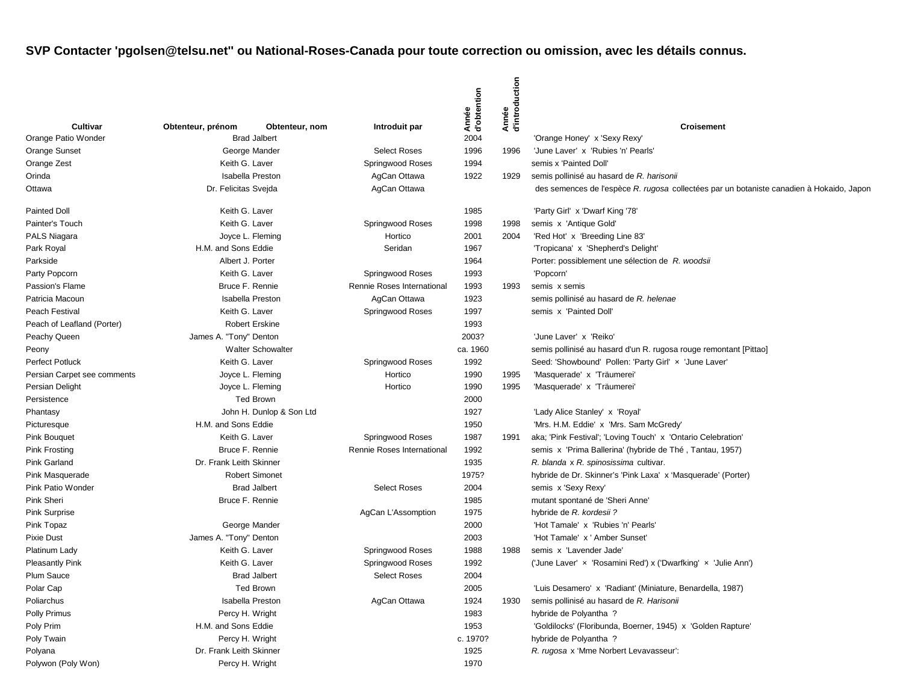**SVP Contacter 'pgolsen@telsu.net" ou National-Roses-Canada pour toute correction ou omission, avec les détails connus.**

| Cultivar | Obtenteur, prénom | Obtenteur, nom | Introduit par | Année d'obtention | Année d'introduction | Croisement |
|---|---|---|---|---|---|---|
| Orange Patio Wonder | Brad | Jalbert | | 2004 | | 'Orange Honey' x 'Sexy Rexy' |
| Orange Sunset | George | Mander | Select Roses | 1996 | 1996 | 'June Laver' x 'Rubies 'n' Pearls' |
| Orange Zest | Keith G. | Laver | Springwood Roses | 1994 | | semis x 'Painted Doll' |
| Orinda | Isabella | Preston | AgCan Ottawa | 1922 | 1929 | semis pollinisé au hasard de *R. harisonii* |
| Ottawa | Dr. Felicitas | Svejda | AgCan Ottawa | | | des semences de l'espèce *R. rugosa* collectées par un botaniste canadien à Hokaido, Japon |
| Painted Doll | Keith G. | Laver | | 1985 | | 'Party Girl' x 'Dwarf King '78' |
| Painter's Touch | Keith G. | Laver | Springwood Roses | 1998 | 1998 | semis x 'Antique Gold' |
| PALS Niagara | Joyce L. | Fleming | Hortico | 2001 | 2004 | 'Red Hot' x 'Breeding Line 83' |
| Park Royal | H.M. and Sons | Eddie | Seridan | 1967 | | 'Tropicana' x 'Shepherd's Delight' |
| Parkside | Albert J. | Porter | | 1964 | | Porter: possiblement une sélection de *R. woodsii* |
| Party Popcorn | Keith G. | Laver | Springwood Roses | 1993 | | 'Popcorn' |
| Passion's Flame | Bruce F. | Rennie | Rennie Roses International | 1993 | 1993 | semis x semis |
| Patricia Macoun | Isabella | Preston | AgCan Ottawa | 1923 | | semis pollinisé au hasard de *R. helenae* |
| Peach Festival | Keith G. | Laver | Springwood Roses | 1997 | | semis x 'Painted Doll' |
| Peach of Leafland (Porter) | Robert | Erskine | | 1993 | | |
| Peachy Queen | James A. "Tony" | Denton | | 2003? | | 'June Laver' x 'Reiko' |
| Peony | Walter | Schowalter | | ca. 1960 | | semis pollinisé au hasard d'un R. rugosa rouge remontant [Pittao] |
| Perfect Potluck | Keith G. | Laver | Springwood Roses | 1992 | | Seed: 'Showbound' Pollen: 'Party Girl' × 'June Laver' |
| Persian Carpet see comments | Joyce L. | Fleming | Hortico | 1990 | 1995 | 'Masquerade' x 'Träumerei' |
| Persian Delight | Joyce L. | Fleming | Hortico | 1990 | 1995 | 'Masquerade' x 'Träumerei' |
| Persistence | Ted | Brown | | 2000 | | |
| Phantasy | John H. | Dunlop & Son Ltd | | 1927 | | 'Lady Alice Stanley' x 'Royal' |
| Picturesque | H.M. and Sons | Eddie | | 1950 | | 'Mrs. H.M. Eddie' x 'Mrs. Sam McGredy' |
| Pink Bouquet | Keith G. | Laver | Springwood Roses | 1987 | 1991 | aka; 'Pink Festival'; 'Loving Touch' x 'Ontario Celebration' |
| Pink Frosting | Bruce F. | Rennie | Rennie Roses International | 1992 | | semis x 'Prima Ballerina' (hybride de Thé , Tantau, 1957) |
| Pink Garland | Dr. Frank Leith | Skinner | | 1935 | | *R. blanda* x *R. spinosissima* cultivar. |
| Pink Masquerade | Robert | Simonet | | 1975? | | hybride de Dr. Skinner's 'Pink Laxa' x 'Masquerade' (Porter) |
| Pink Patio Wonder | Brad | Jalbert | Select Roses | 2004 | | semis x 'Sexy Rexy' |
| Pink Sheri | Bruce F. | Rennie | | 1985 | | mutant spontané de 'Sheri Anne' |
| Pink Surprise | | | AgCan L'Assomption | 1975 | | hybride de *R. kordesii ?* |
| Pink Topaz | George | Mander | | 2000 | | 'Hot Tamale' x 'Rubies 'n' Pearls' |
| Pixie Dust | James A. "Tony" | Denton | | 2003 | | 'Hot Tamale' x ' Amber Sunset' |
| Platinum Lady | Keith G. | Laver | Springwood Roses | 1988 | 1988 | semis x 'Lavender Jade' |
| Pleasantly Pink | Keith G. | Laver | Springwood Roses | 1992 | | ('June Laver' × 'Rosamini Red') x ('Dwarfking' × 'Julie Ann') |
| Plum Sauce | Brad | Jalbert | Select Roses | 2004 | | |
| Polar Cap | Ted | Brown | | 2005 | | 'Luis Desamero' x 'Radiant' (Miniature, Benardella, 1987) |
| Poliarchus | Isabella | Preston | AgCan Ottawa | 1924 | 1930 | semis pollinisé au hasard de *R. Harisonii* |
| Polly Primus | Percy H. | Wright | | 1983 | | hybride de Polyantha ? |
| Poly Prim | H.M. and Sons | Eddie | | 1953 | | 'Goldilocks' (Floribunda, Boerner, 1945) x 'Golden Rapture' |
| Poly Twain | Percy H. | Wright | | c. 1970? | | hybride de Polyantha ? |
| Polyana | Dr. Frank Leith | Skinner | | 1925 | | *R. rugosa* x 'Mme Norbert Levavasseur': |
| Polywon (Poly Won) | Percy H. | Wright | | 1970 | | |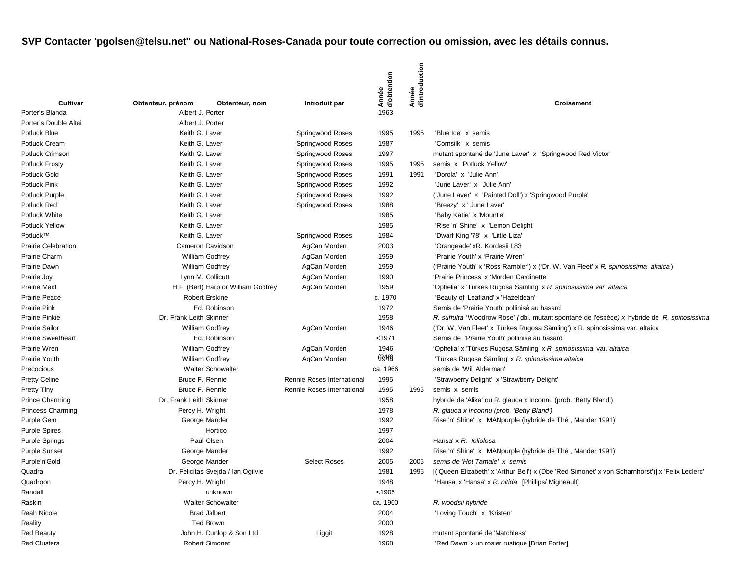**SVP Contacter 'pgolsen@telsu.net'' ou National-Roses-Canada pour toute correction ou omission, avec les détails connus.**

| Cultivar | Obtenteur, prénom | Obtenteur, nom | Introduit par | Année d'obtention | Année d'introduction | Croisement |
|---|---|---|---|---|---|---|
| Porter's Blanda | Albert J. | Porter | | 1963 | | |
| Porter's Double Altai | Albert J. | Porter | | | | |
| Potluck Blue | Keith G. | Laver | Springwood Roses | 1995 | 1995 | 'Blue Ice' x semis |
| Potluck Cream | Keith G. | Laver | Springwood Roses | 1987 | | 'Cornsilk' x semis |
| Potluck Crimson | Keith G. | Laver | Springwood Roses | 1997 | | mutant spontané de 'June Laver' x 'Springwood Red Victor' |
| Potluck Frosty | Keith G. | Laver | Springwood Roses | 1995 | 1995 | semis x 'Potluck Yellow' |
| Potluck Gold | Keith G. | Laver | Springwood Roses | 1991 | 1991 | 'Dorola' x 'Julie Ann' |
| Potluck Pink | Keith G. | Laver | Springwood Roses | 1992 | | 'June Laver' x 'Julie Ann' |
| Potluck Purple | Keith G. | Laver | Springwood Roses | 1992 | | ('June Laver' × 'Painted Doll') x 'Springwood Purple' |
| Potluck Red | Keith G. | Laver | Springwood Roses | 1988 | | 'Breezy' x ' June Laver' |
| Potluck White | Keith G. | Laver | | 1985 | | 'Baby Katie' x 'Mountie' |
| Potluck Yellow | Keith G. | Laver | | 1985 | | 'Rise 'n' Shine' x 'Lemon Delight' |
| Potluck™ | Keith G. | Laver | Springwood Roses | 1984 | | 'Dwarf King '78' x 'Little Liza' |
| Prairie Celebration | Cameron | Davidson | AgCan Morden | 2003 | | 'Orangeade' xR. Kordesii L83 |
| Prairie Charm | William | Godfrey | AgCan Morden | 1959 | | 'Prairie Youth' x 'Prairie Wren' |
| Prairie Dawn | William | Godfrey | AgCan Morden | 1959 | | ('Prairie Youth' x 'Ross Rambler') x ('Dr. W. Van Fleet' x *R. spinosissima altaica*) |
| Prairie Joy | Lynn M. | Collicutt | AgCan Morden | 1990 | | 'Prairie Princess' x 'Morden Cardinette' |
| Prairie Maid | H.F. (Bert) | Harp or William Godfrey | AgCan Morden | 1959 | | 'Ophelia' x 'Türkes Rugosa Sämling' x *R. spinosissima var. altaica* |
| Prairie Peace | Robert | Erskine | | c. 1970 | | 'Beauty of 'Leafland' x 'Hazeldean' |
| Prairie Pink | Ed. | Robinson | | 1972 | | Semis de 'Prairie Youth' pollinisé au hasard |
| Prairie Pinkie | Dr. Frank Leith | Skinner | | 1958 | | *R. suffulta* 'Woodrow Rose' *(* dbl. mutant spontané de l'espèce*) x* hybride de *R. spinosissima.* |
| Prairie Sailor | William | Godfrey | AgCan Morden | 1946 | | ('Dr. W. Van Fleet' x 'Türkes Rugosa Sämling') x R. spinosissima var. altaica |
| Prairie Sweetheart | Ed. | Robinson | | <1971 | | Semis de 'Prairie Youth' pollinisé au hasard |
| Prairie Wren | William | Godfrey | AgCan Morden | 1946 | | 'Ophelia' x 'Türkes Rugosa Sämling' x *R. spinosissima* var. *altaica* |
| Prairie Youth | William | Godfrey | AgCan Morden | 1948 (?48) | | 'Türkes Rugosa Sämling' x *R. spinosissima altaica* |
| Precocious | Walter | Schowalter | | ca. 1966 | | semis de 'Will Alderman' |
| Pretty Celine | Bruce F. | Rennie | Rennie Roses International | 1995 | | 'Strawberry Delight' x 'Strawberry Delight' |
| Pretty Tiny | Bruce F. | Rennie | Rennie Roses International | 1995 | 1995 | semis x semis |
| Prince Charming | Dr. Frank Leith | Skinner | | 1958 | | hybride de 'Alika' ou R. glauca x Inconnu (prob. 'Betty Bland') |
| Princess Charming | Percy H. | Wright | | 1978 | | *R. glauca x Inconnu (prob. 'Betty Bland')* |
| Purple Gem | George | Mander | | 1992 | | Rise 'n' Shine' x 'MANpurple (hybride de Thé , Mander 1991)' |
| Purple Spires | | Hortico | | 1997 | | |
| Purple Springs | Paul | Olsen | | 2004 | | Hansa' x *R. foliolosa* |
| Purple Sunset | George | Mander | | 1992 | | Rise 'n' Shine' x 'MANpurple (hybride de Thé , Mander 1991)' |
| Purple'n'Gold | George | Mander | Select Roses | 2005 | 2005 | *semis de 'Hot Tamale' x semis* |
| Quadra | Dr. Felicitas | Svejda / Ian Ogilvie | | 1981 | 1995 | [('Queen Elizabeth' x 'Arthur Bell') x (Dbe 'Red Simonet' x von Scharnhorst')] x 'Felix Leclerc' |
| Quadroon | Percy H. | Wright | | 1948 | | 'Hansa' x 'Hansa' x *R. nitida* [Phillips/ Migneault] |
| Randall | | unknown | | <1905 | | |
| Raskin | Walter | Schowalter | | ca. 1960 | | *R. woodsii hybride* |
| Reah Nicole | Brad | Jalbert | | 2004 | | 'Loving Touch' x 'Kristen' |
| Reality | Ted | Brown | | 2000 | | |
| Red Beauty | John H. | Dunlop & Son Ltd | Liggit | 1928 | | mutant spontané de 'Matchless' |
| Red Clusters | Robert | Simonet | | 1968 | | 'Red Dawn' x un rosier rustique [Brian Porter] |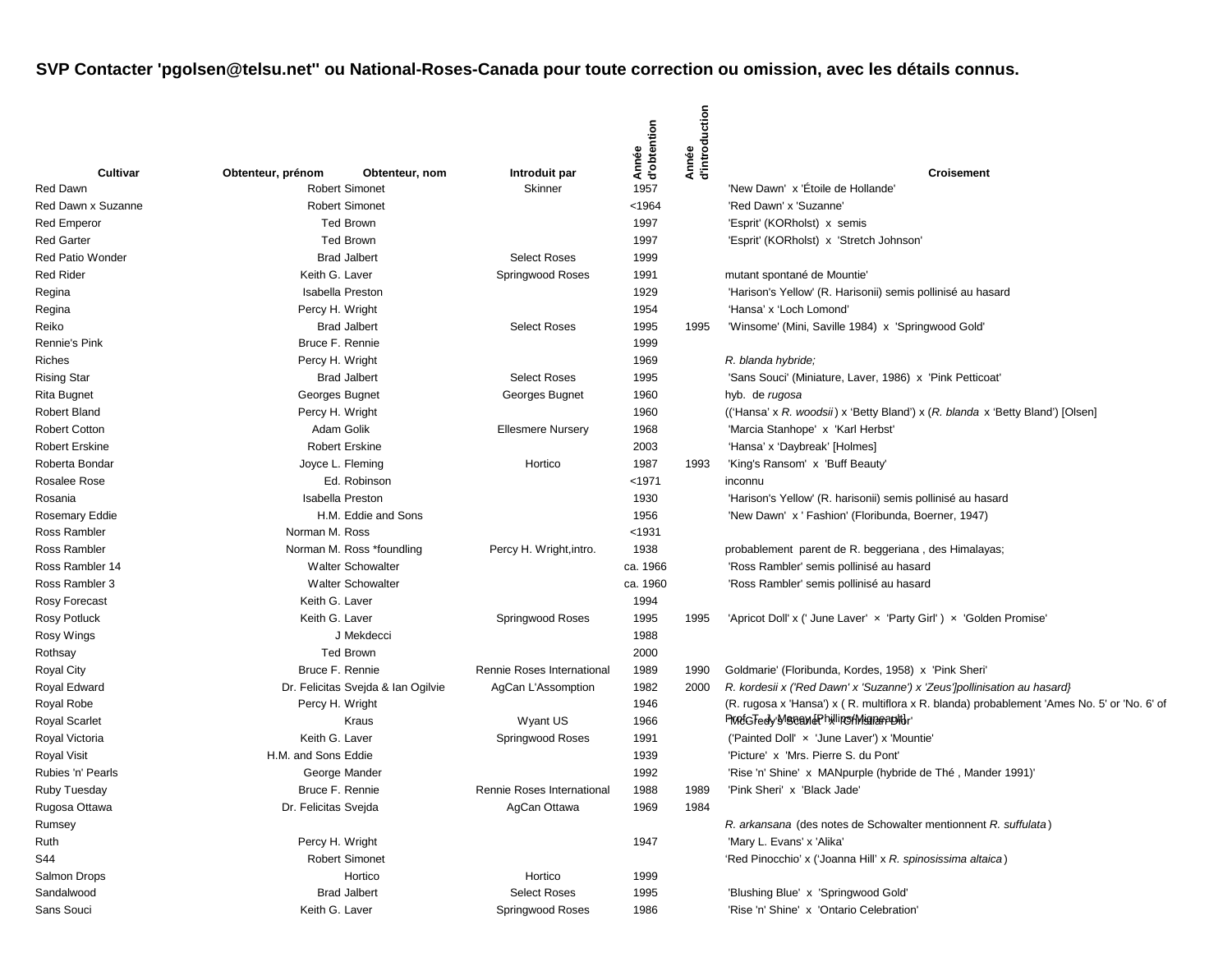**SVP Contacter 'pgolsen@telsu.net'' ou National-Roses-Canada pour toute correction ou omission, avec les détails connus.**

| Cultivar | Obtenteur, prénom | Obtenteur, nom | Introduit par | Année d'obtention | Année d'introduction | Croisement |
|---|---|---|---|---|---|---|
| Red Dawn | Robert | Simonet | Skinner | 1957 | | 'New Dawn' x 'Étoile de Hollande' |
| Red Dawn x Suzanne | Robert | Simonet | | <1964 | | 'Red Dawn' x 'Suzanne' |
| Red Emperor | Ted | Brown | | 1997 | | 'Esprit' (KORholst) x semis |
| Red Garter | Ted | Brown | | 1997 | | 'Esprit' (KORholst) x 'Stretch Johnson' |
| Red Patio Wonder | Brad | Jalbert | Select Roses | 1999 | | |
| Red Rider | Keith G. | Laver | Springwood Roses | 1991 | | mutant spontané de Mountie' |
| Regina | Isabella | Preston | | 1929 | | 'Harison's Yellow' (R. Harisonii) semis pollinisé au hasard |
| Regina | Percy H. | Wright | | 1954 | | 'Hansa' x 'Loch Lomond' |
| Reiko | Brad | Jalbert | Select Roses | 1995 | 1995 | 'Winsome' (Mini, Saville 1984) x 'Springwood Gold' |
| Rennie's Pink | Bruce F. | Rennie | | 1999 | | |
| Riches | Percy H. | Wright | | 1969 | | *R. blanda hybride;* |
| Rising Star | Brad | Jalbert | Select Roses | 1995 | | 'Sans Souci' (Miniature, Laver, 1986) x 'Pink Petticoat' |
| Rita Bugnet | Georges | Bugnet | Georges Bugnet | 1960 | | hyb. de *rugosa* |
| Robert Bland | Percy H. | Wright | | 1960 | | (('Hansa' x *R. woodsii*) x 'Betty Bland') x (*R. blanda* x 'Betty Bland') [Olsen] |
| Robert Cotton | Adam | Golik | Ellesmere Nursery | 1968 | | 'Marcia Stanhope' x 'Karl Herbst' |
| Robert Erskine | Robert | Erskine | | 2003 | | 'Hansa' x 'Daybreak' [Holmes] |
| Roberta Bondar | Joyce L. | Fleming | Hortico | 1987 | 1993 | 'King's Ransom' x 'Buff Beauty' |
| Rosalee Rose | Ed. | Robinson | | <1971 | | inconnu |
| Rosania | Isabella | Preston | | 1930 | | 'Harison's Yellow' (R. harisonii) semis pollinisé au hasard |
| Rosemary Eddie | H.M. | Eddie and Sons | | 1956 | | 'New Dawn' x ' Fashion' (Floribunda, Boerner, 1947) |
| Ross Rambler | Norman M. | Ross | | <1931 | | |
| Ross Rambler | Norman M. | Ross *foundling | Percy H. Wright,intro. | 1938 | | probablement parent de R. beggeriana , des Himalayas; |
| Ross Rambler 14 | Walter | Schowalter | | ca. 1966 | | 'Ross Rambler' semis pollinisé au hasard |
| Ross Rambler 3 | Walter | Schowalter | | ca. 1960 | | 'Ross Rambler' semis pollinisé au hasard |
| Rosy Forecast | Keith G. | Laver | | 1994 | | |
| Rosy Potluck | Keith G. | Laver | Springwood Roses | 1995 | 1995 | 'Apricot Doll' x (' June Laver' × 'Party Girl' ) × 'Golden Promise' |
| Rosy Wings | J | Mekdecci | | 1988 | | |
| Rothsay | Ted | Brown | | 2000 | | |
| Royal City | Bruce F. | Rennie | Rennie Roses International | 1989 | 1990 | Goldmarie' (Floribunda, Kordes, 1958) x 'Pink Sheri' |
| Royal Edward | Dr. Felicitas | Svejda & Ian Ogilvie | AgCan L'Assomption | 1982 | 2000 | *R. kordesii x ('Red Dawn' x 'Suzanne') x 'Zeus']pollinisation au hasard}* |
| Royal Robe | Percy H. | Wright | | 1946 | | (R. rugosa x 'Hansa') x ( R. multiflora x R. blanda) probablement 'Ames No. 5' or 'No. 6' of Prof. T. J. Maney [Phillips/Mignard] |
| Royal Scarlet | | Kraus | Wyant US | 1966 | | 'McCredy's Scarlet' x 'Christian Dior' |
| Royal Victoria | Keith G. | Laver | Springwood Roses | 1991 | | ('Painted Doll' × 'June Laver') x 'Mountie' |
| Royal Visit | H.M. and Sons | Eddie | | 1939 | | 'Picture' x 'Mrs. Pierre S. du Pont' |
| Rubies 'n' Pearls | George | Mander | | 1992 | | 'Rise 'n' Shine' x MANpurple (hybride de Thé , Mander 1991)' |
| Ruby Tuesday | Bruce F. | Rennie | Rennie Roses International | 1988 | 1989 | 'Pink Sheri' x 'Black Jade' |
| Rugosa Ottawa | Dr. Felicitas | Svejda | AgCan Ottawa | 1969 | 1984 | |
| Rumsey | | | | | | *R. arkansana* (des notes de Schowalter mentionnent *R. suffulata*) |
| Ruth | Percy H. | Wright | | 1947 | | 'Mary L. Evans' x 'Alika' |
| S44 | Robert | Simonet | | | | 'Red Pinocchio' x ('Joanna Hill' x *R. spinosissima altaica*) |
| Salmon Drops | | Hortico | Hortico | 1999 | | |
| Sandalwood | Brad | Jalbert | Select Roses | 1995 | | 'Blushing Blue' x 'Springwood Gold' |
| Sans Souci | Keith G. | Laver | Springwood Roses | 1986 | | 'Rise 'n' Shine' x 'Ontario Celebration' |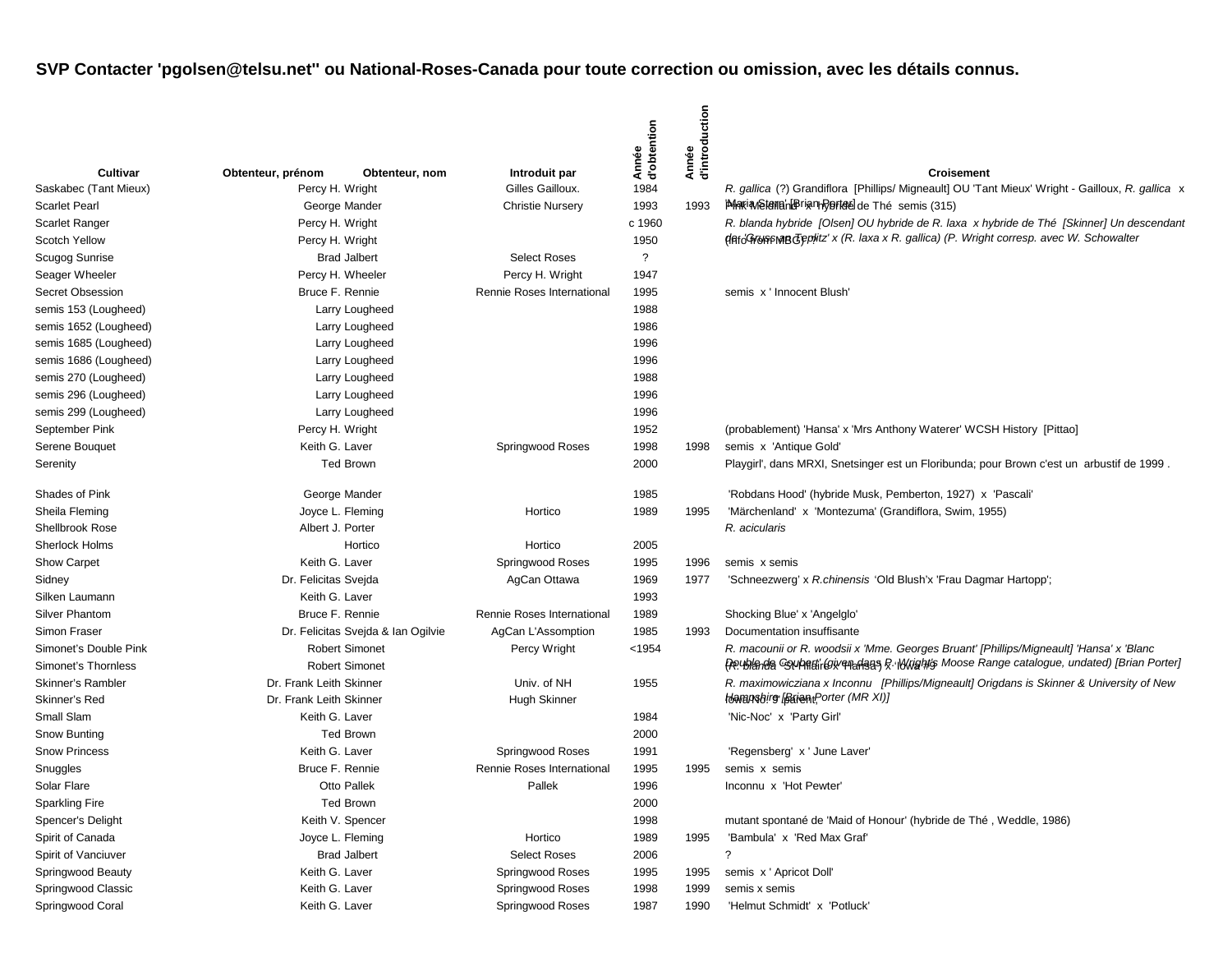**SVP Contacter 'pgolsen@telsu.net'' ou National-Roses-Canada pour toute correction ou omission, avec les détails connus.**

| Cultivar | Obtenteur, prénom | Obtenteur, nom | Introduit par | Année d'obtention | Année d'introduction | Croisement |
|---|---|---|---|---|---|---|
| Saskabec (Tant Mieux) | Percy H. | Wright | Gilles Gailloux. | 1984 | | *R. gallica* (?) Grandiflora [Phillips/ Migneault] OU 'Tant Mieux' Wright - Gailloux, *R. gallica* x 'Maria Stern' [Brian Porter] |
| Scarlet Pearl | George | Mander | Christie Nursery | 1993 | 1993 | Pink Meidiland' x hybride de Thé semis (315) |
| Scarlet Ranger | Percy H. | Wright | | c 1960 | | *R. blanda hybride [Olsen] OU hybride de R. laxa x hybride de Thé [Skinner] Un descendant* (info from MBC) ?? |
| Scotch Yellow | Percy H. | Wright | | 1950 | | *de 'Gruss an Teplitz' x (R. laxa x R. gallica) (P. Wright corresp. avec W. Schowalter* |
| Scugog Sunrise | Brad | Jalbert | Select Roses | ? | | |
| Seager Wheeler | Percy H. | Wheeler | Percy H. Wright | 1947 | | |
| Secret Obsession | Bruce F. | Rennie | Rennie Roses International | 1995 | | semis x ' Innocent Blush' |
| semis 153 (Lougheed) | Larry | Lougheed | | 1988 | | |
| semis 1652 (Lougheed) | Larry | Lougheed | | 1986 | | |
| semis 1685 (Lougheed) | Larry | Lougheed | | 1996 | | |
| semis 1686 (Lougheed) | Larry | Lougheed | | 1996 | | |
| semis 270 (Lougheed) | Larry | Lougheed | | 1988 | | |
| semis 296 (Lougheed) | Larry | Lougheed | | 1996 | | |
| semis 299 (Lougheed) | Larry | Lougheed | | 1996 | | |
| September Pink | Percy H. | Wright | | 1952 | | (probablement) 'Hansa' x 'Mrs Anthony Waterer' WCSH History [Pittao] |
| Serene Bouquet | Keith G. | Laver | Springwood Roses | 1998 | 1998 | semis x 'Antique Gold' |
| Serenity | Ted | Brown | | 2000 | | Playgirl', dans MRXI, Snetsinger est un Floribunda; pour Brown c'est un arbustif de 1999 . |
| Shades of Pink | George | Mander | | 1985 | | 'Robdans Hood' (hybride Musk, Pemberton, 1927) x 'Pascali' |
| Sheila Fleming | Joyce L. | Fleming | Hortico | 1989 | 1995 | 'Märchenland' x 'Montezuma' (Grandiflora, Swim, 1955) |
| Shellbrook Rose | Albert J. | Porter | | | | *R. acicularis* |
| Sherlock Holms | | Hortico | Hortico | 2005 | | |
| Show Carpet | Keith G. | Laver | Springwood Roses | 1995 | 1996 | semis x semis |
| Sidney | Dr. Felicitas | Svejda | AgCan Ottawa | 1969 | 1977 | 'Schneezwerg' x *R.chinensis* 'Old Blush'x 'Frau Dagmar Hartopp'; |
| Silken Laumann | Keith G. | Laver | | 1993 | | |
| Silver Phantom | Bruce F. | Rennie | Rennie Roses International | 1989 | | Shocking Blue' x 'Angelglo' |
| Simon Fraser | Dr. Felicitas | Svejda & Ian Ogilvie | AgCan L'Assomption | 1985 | 1993 | Documentation insuffisante |
| Simonet's Double Pink | | Robert Simonet | Percy Wright | <1954 | | *R. macounii or R. woodsii x 'Mme. Georges Bruant' [Phillips/Migneault] 'Hansa' x 'Blanc Double de Coubert' (given dans P. Wright's Moose Range catalogue, undated) [Brian Porter]* |
| Simonet's Thornless | | Robert Simonet | | | | (*R. blanda* 'St-Hilaire'x 'Hansa') x 'Iowa #5' |
| Skinner's Rambler | Dr. Frank Leith | Skinner | Univ. of NH | 1955 | | *R. maximowicziana x Inconnu [Phillips/Migneault] Origdans is Skinner & University of New Hampshire [Brian Porter (MR XI)]* |
| Skinner's Red | Dr. Frank Leith | Skinner | Hugh Skinner | | | Iowa No. 5 (parent, |
| Small Slam | Keith G. | Laver | | 1984 | | 'Nic-Noc' x 'Party Girl' |
| Snow Bunting | Ted | Brown | | 2000 | | |
| Snow Princess | Keith G. | Laver | Springwood Roses | 1991 | | 'Regensberg' x ' June Laver' |
| Snuggles | Bruce F. | Rennie | Rennie Roses International | 1995 | 1995 | semis x semis |
| Solar Flare | Otto | Pallek | Pallek | 1996 | | Inconnu x 'Hot Pewter' |
| Sparkling Fire | Ted | Brown | | 2000 | | |
| Spencer's Delight | Keith V. | Spencer | | 1998 | | mutant spontané de 'Maid of Honour' (hybride de Thé , Weddle, 1986) |
| Spirit of Canada | Joyce L. | Fleming | Hortico | 1989 | 1995 | 'Bambula' x 'Red Max Graf' |
| Spirit of Vanciuver | Brad | Jalbert | Select Roses | 2006 | | ? |
| Springwood Beauty | Keith G. | Laver | Springwood Roses | 1995 | 1995 | semis x ' Apricot Doll' |
| Springwood Classic | Keith G. | Laver | Springwood Roses | 1998 | 1999 | semis x semis |
| Springwood Coral | Keith G. | Laver | Springwood Roses | 1987 | 1990 | 'Helmut Schmidt' x 'Potluck' |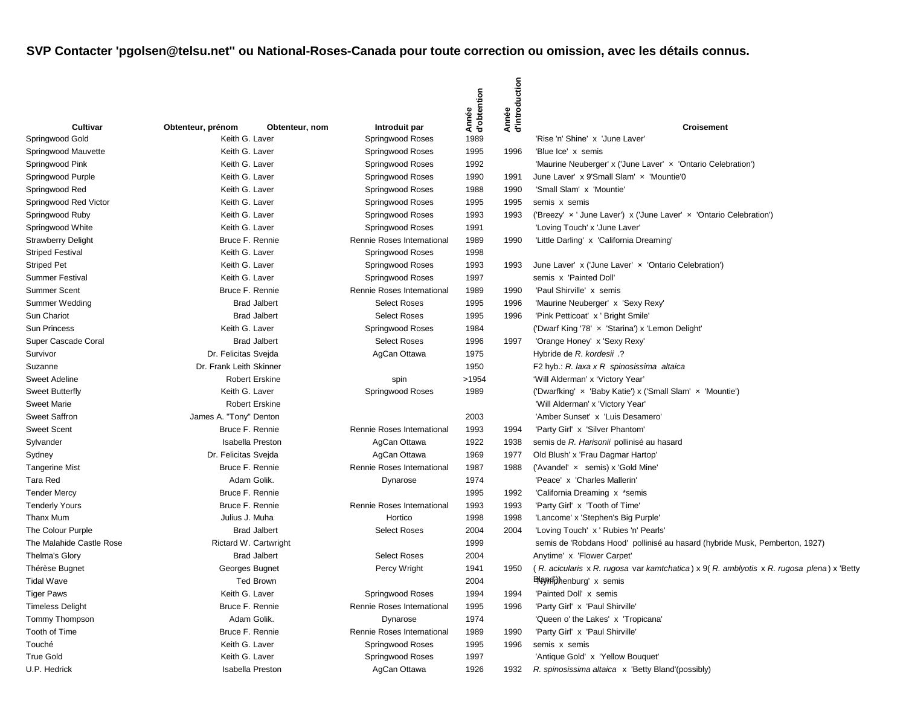**SVP Contacter 'pgolsen@telsu.net'' ou National-Roses-Canada pour toute correction ou omission, avec les détails connus.**

| Cultivar | Obtenteur, prénom | Obtenteur, nom | Introduit par | Année d'obtention | Année d'introduction | Croisement |
|---|---|---|---|---|---|---|
| Springwood Gold | Keith G. | Laver | Springwood Roses | 1989 | | 'Rise 'n' Shine' x 'June Laver' |
| Springwood Mauvette | Keith G. | Laver | Springwood Roses | 1995 | 1996 | 'Blue Ice' x semis |
| Springwood Pink | Keith G. | Laver | Springwood Roses | 1992 | | 'Maurine Neuberger' x ('June Laver' × 'Ontario Celebration') |
| Springwood Purple | Keith G. | Laver | Springwood Roses | 1990 | 1991 | June Laver' x 9'Small Slam' × 'Mountie'0 |
| Springwood Red | Keith G. | Laver | Springwood Roses | 1988 | 1990 | 'Small Slam' x 'Mountie' |
| Springwood Red Victor | Keith G. | Laver | Springwood Roses | 1995 | 1995 | semis x semis |
| Springwood Ruby | Keith G. | Laver | Springwood Roses | 1993 | 1993 | ('Breezy' × ' June Laver') x ('June Laver' × 'Ontario Celebration') |
| Springwood White | Keith G. | Laver | Springwood Roses | 1991 | | 'Loving Touch' x 'June Laver' |
| Strawberry Delight | Bruce F. | Rennie | Rennie Roses International | 1989 | 1990 | 'Little Darling' x 'California Dreaming' |
| Striped Festival | Keith G. | Laver | Springwood Roses | 1998 | | |
| Striped Pet | Keith G. | Laver | Springwood Roses | 1993 | 1993 | June Laver' x ('June Laver' × 'Ontario Celebration') |
| Summer Festival | Keith G. | Laver | Springwood Roses | 1997 | | semis x 'Painted Doll' |
| Summer Scent | Bruce F. | Rennie | Rennie Roses International | 1989 | 1990 | 'Paul Shirville' x semis |
| Summer Wedding | Brad | Jalbert | Select Roses | 1995 | 1996 | 'Maurine Neuberger' x 'Sexy Rexy' |
| Sun Chariot | Brad | Jalbert | Select Roses | 1995 | 1996 | 'Pink Petticoat' x ' Bright Smile' |
| Sun Princess | Keith G. | Laver | Springwood Roses | 1984 | | ('Dwarf King '78' × 'Starina') x 'Lemon Delight' |
| Super Cascade Coral | Brad | Jalbert | Select Roses | 1996 | 1997 | 'Orange Honey' x 'Sexy Rexy' |
| Survivor | Dr. Felicitas | Svejda | AgCan Ottawa | 1975 | | Hybride de *R. kordesii* .? |
| Suzanne | Dr. Frank Leith | Skinner | | 1950 | | F2 hyb.: *R. laxa x R spinosissima altaica* |
| Sweet Adeline | Robert | Erskine | spin | >1954 | | 'Will Alderman' x 'Victory Year' |
| Sweet Butterfly | Keith G. | Laver | Springwood Roses | 1989 | | ('Dwarfking' × 'Baby Katie') x ('Small Slam' × 'Mountie') |
| Sweet Marie | Robert | Erskine | | | | 'Will Alderman' x 'Victory Year' |
| Sweet Saffron | James A. "Tony" | Denton | | 2003 | | 'Amber Sunset' x 'Luis Desamero' |
| Sweet Scent | Bruce F. | Rennie | Rennie Roses International | 1993 | 1994 | 'Party Girl' x 'Silver Phantom' |
| Sylvander | Isabella | Preston | AgCan Ottawa | 1922 | 1938 | semis de *R. Harisonii* pollinisé au hasard |
| Sydney | Dr. Felicitas | Svejda | AgCan Ottawa | 1969 | 1977 | Old Blush' x 'Frau Dagmar Hartop' |
| Tangerine Mist | Bruce F. | Rennie | Rennie Roses International | 1987 | 1988 | ('Avandel' × semis) x 'Gold Mine' |
| Tara Red | Adam | Golik. | Dynarose | 1974 | | 'Peace' x 'Charles Mallerin' |
| Tender Mercy | Bruce F. | Rennie | | 1995 | 1992 | 'California Dreaming x *semis |
| Tenderly Yours | Bruce F. | Rennie | Rennie Roses International | 1993 | 1993 | 'Party Girl' x 'Tooth of Time' |
| Thanx Mum | Julius J. | Muha | Hortico | 1998 | 1998 | 'Lancome' x 'Stephen's Big Purple' |
| The Colour Purple | Brad | Jalbert | Select Roses | 2004 | 2004 | 'Loving Touch' x ' Rubies 'n' Pearls' |
| The Malahide Castle Rose | Rictard W. | Cartwright | | 1999 | | semis de 'Robdans Hood' pollinisé au hasard (hybride Musk, Pemberton, 1927) |
| Thelma's Glory | Brad | Jalbert | Select Roses | 2004 | | Anytime' x 'Flower Carpet' |
| Thérèse Bugnet | Georges | Bugnet | Percy Wright | 1941 | 1950 | ( *R. acicularis* x *R. rugosa* var *kamtchatica* ) x 9( *R. amblyotis* x *R. rugosa plena* ) x 'Betty Bland')) |
| Tidal Wave | Ted | Brown | | 2004 | | 'Nymphenburg' x semis |
| Tiger Paws | Keith G. | Laver | Springwood Roses | 1994 | 1994 | 'Painted Doll' x semis |
| Timeless Delight | Bruce F. | Rennie | Rennie Roses International | 1995 | 1996 | 'Party Girl' x 'Paul Shirville' |
| Tommy Thompson | Adam | Golik. | Dynarose | 1974 | | 'Queen o' the Lakes' x 'Tropicana' |
| Tooth of Time | Bruce F. | Rennie | Rennie Roses International | 1989 | 1990 | 'Party Girl' x 'Paul Shirville' |
| Touché | Keith G. | Laver | Springwood Roses | 1995 | 1996 | semis x semis |
| True Gold | Keith G. | Laver | Springwood Roses | 1997 | | 'Antique Gold' x 'Yellow Bouquet' |
| U.P. Hedrick | Isabella | Preston | AgCan Ottawa | 1926 | 1932 | *R. spinosissima altaica* x 'Betty Bland'(possibly) |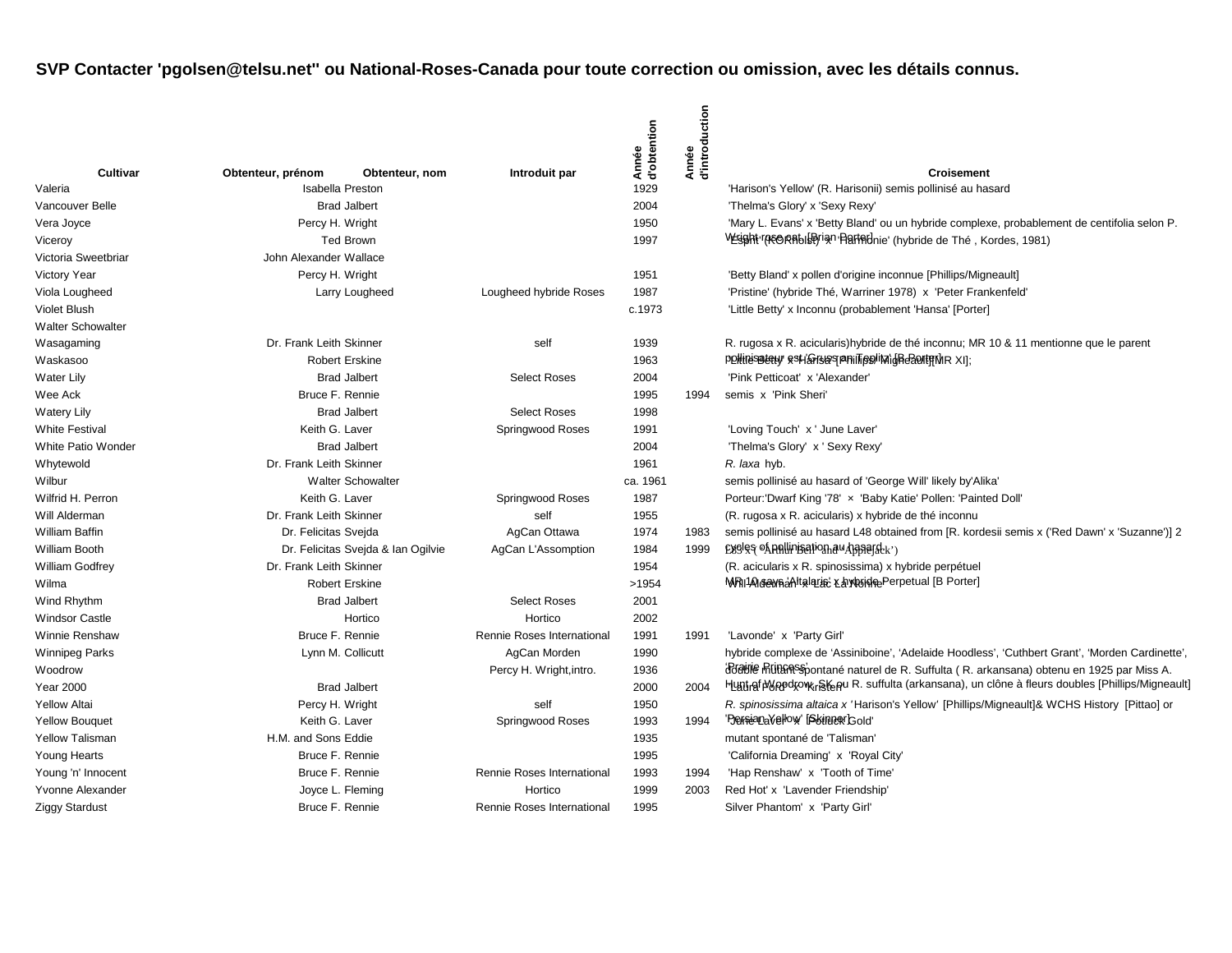**SVP Contacter 'pgolsen@telsu.net'' ou National-Roses-Canada pour toute correction ou omission, avec les détails connus.**

| Cultivar | Obtenteur, prénom | Obtenteur, nom | Introduit par | Année d'obtention | Année d'introduction | Croisement |
|---|---|---|---|---|---|---|
| Valeria | Isabella | Preston | | 1929 | | 'Harison's Yellow' (R. Harisonii) semis pollinisé au hasard |
| Vancouver Belle | Brad | Jalbert | | 2004 | | 'Thelma's Glory' x 'Sexy Rexy' |
| Vera Joyce | Percy H. | Wright | | 1950 | | 'Mary L. Evans' x 'Betty Bland' ou un hybride complexe, probablement de centifolia selon P. Wright rose est [Brian Porter] |
| Viceroy | Ted | Brown | | 1997 | | 'Esprit' (KORholst) x 'Harmonie' (hybride de Thé , Kordes, 1981) |
| Victoria Sweetbriar | John Alexander | Wallace | | | | |
| Victory Year | Percy H. | Wright | | 1951 | | 'Betty Bland' x pollen d'origine inconnue [Phillips/Migneault] |
| Viola Lougheed | Larry | Lougheed | Lougheed hybride Roses | 1987 | | 'Pristine' (hybride Thé, Warriner 1978) x 'Peter Frankenfeld' |
| Violet Blush | | | | c.1973 | | 'Little Betty' x Inconnu (probablement 'Hansa' [Porter] |
| Walter Schowalter | | | | | | |
| Wasagaming | Dr. Frank Leith | Skinner | self | 1939 | | R. rugosa x R. acicularis)hybride de thé inconnu; MR 10 & 11 mentionne que le parent pollinisateur est 'Gruss an Teplitz' [B Porter] |
| Waskasoo | Robert | Erskine | | 1963 | | 'Little Betty' x 'Hansa' [Phillips/Migneault][MR XI]; |
| Water Lily | Brad | Jalbert | Select Roses | 2004 | | 'Pink Petticoat' x 'Alexander' |
| Wee Ack | Bruce F. | Rennie | | 1995 | 1994 | semis x 'Pink Sheri' |
| Watery Lily | Brad | Jalbert | Select Roses | 1998 | | |
| White Festival | Keith G. | Laver | Springwood Roses | 1991 | | 'Loving Touch' x ' June Laver' |
| White Patio Wonder | Brad | Jalbert | | 2004 | | 'Thelma's Glory' x ' Sexy Rexy' |
| Whytewold | Dr. Frank Leith | Skinner | | 1961 | | *R. laxa* hyb. |
| Wilbur | Walter | Schowalter | | ca. 1961 | | semis pollinisé au hasard of 'George Will' likely by'Alika' |
| Wilfrid H. Perron | Keith G. | Laver | Springwood Roses | 1987 | | Porteur:'Dwarf King '78' × 'Baby Katie' Pollen: 'Painted Doll' |
| Will Alderman | Dr. Frank Leith | Skinner | self | 1955 | | (R. rugosa x R. acicularis) x hybride de thé inconnu |
| William Baffin | Dr. Felicitas | Svejda | AgCan Ottawa | 1974 | 1983 | semis pollinisé au hasard L48 obtained from [R. kordesii semis x ('Red Dawn' x 'Suzanne')] 2 cycles of pollinisation au hasard |
| William Booth | Dr. Felicitas | Svejda & Ian Ogilvie | AgCan L'Assomption | 1984 | 1999 | L83 x ('Arthur Bell' and 'Applejack') |
| William Godfrey | Dr. Frank Leith | Skinner | | 1954 | | (R. acicularis x R. spinosissima) x hybride perpétuel |
| Wilma | Robert | Erskine | | >1954 | | MR 10 says 'Altalaris' x hybride Perpetual [B Porter] 'Will Alderman' x 'Lac La Nonne' |
| Wind Rhythm | Brad | Jalbert | Select Roses | 2001 | | |
| Windsor Castle | | Hortico | Hortico | 2002 | | |
| Winnie Renshaw | Bruce F. | Rennie | Rennie Roses International | 1991 | 1991 | 'Lavonde' x 'Party Girl' |
| Winnipeg Parks | Lynn M. | Collicutt | AgCan Morden | 1990 | | hybride complexe de 'Assiniboine', 'Adelaide Hoodless', 'Cuthbert Grant', 'Morden Cardinette', 'Prairie Princess' |
| Woodrow | | | Percy H. Wright,intro. | 1936 | | double mutant spontané naturel de R. Suffulta ( R. arkansana) obtenu en 1925 par Miss A. Hunt of Woodrow, SK ou R. suffulta (arkansana), un clône à fleurs doubles [Phillips/Migneault] |
| Year 2000 | Brad | Jalbert | | 2000 | 2004 | 'Laura Ford' x 'Kristen' |
| Yellow Altai | Percy H. | Wright | self | 1950 | | *R. spinosissima altaica x* 'Harison's Yellow' [Phillips/Migneault]& WCHS History [Pittao] or 'Persian Yellow' [Skinner] |
| Yellow Bouquet | Keith G. | Laver | Springwood Roses | 1993 | 1994 | 'June Laver' x 'Potluck Gold' |
| Yellow Talisman | H.M. and Sons | Eddie | | 1935 | | mutant spontané de 'Talisman' |
| Young Hearts | Bruce F. | Rennie | | 1995 | | 'California Dreaming' x 'Royal City' |
| Young 'n' Innocent | Bruce F. | Rennie | Rennie Roses International | 1993 | 1994 | 'Hap Renshaw' x 'Tooth of Time' |
| Yvonne Alexander | Joyce L. | Fleming | Hortico | 1999 | 2003 | Red Hot' x 'Lavender Friendship' |
| Ziggy Stardust | Bruce F. | Rennie | Rennie Roses International | 1995 | | Silver Phantom' x 'Party Girl' |